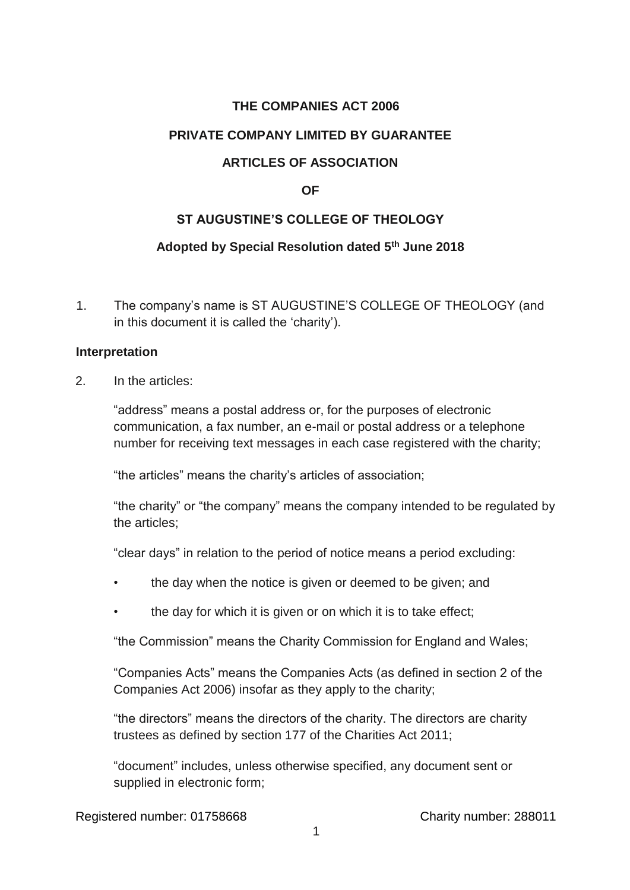**THE COMPANIES ACT 2006**

**PRIVATE COMPANY LIMITED BY GUARANTEE**

**ARTICLES OF ASSOCIATION**

**OF**

**ST AUGUSTINE'S COLLEGE OF THEOLOGY**

**Adopted by Special Resolution dated 5th June 2018**

1. The company's name is ST AUGUSTINE'S COLLEGE OF THEOLOGY (and in this document it is called the 'charity').

**Interpretation**

2. In the articles:

"address" means a postal address or, for the purposes of electronic communication, a fax number, an e-mail or postal address or a telephone number for receiving text messages in each case registered with the charity;

"the articles" means the charity's articles of association;

"the charity" or "the company" means the company intended to be regulated by the articles;

"clear days" in relation to the period of notice means a period excluding:

- the day when the notice is given or deemed to be given; and
- the day for which it is given or on which it is to take effect;

"the Commission" means the Charity Commission for England and Wales;

"Companies Acts" means the Companies Acts (as defined in section 2 of the Companies Act 2006) insofar as they apply to the charity;

"the directors" means the directors of the charity. The directors are charity trustees as defined by section 177 of the Charities Act 2011;

"document" includes, unless otherwise specified, any document sent or supplied in electronic form;

Registered number: 01758668 Charity number: 288011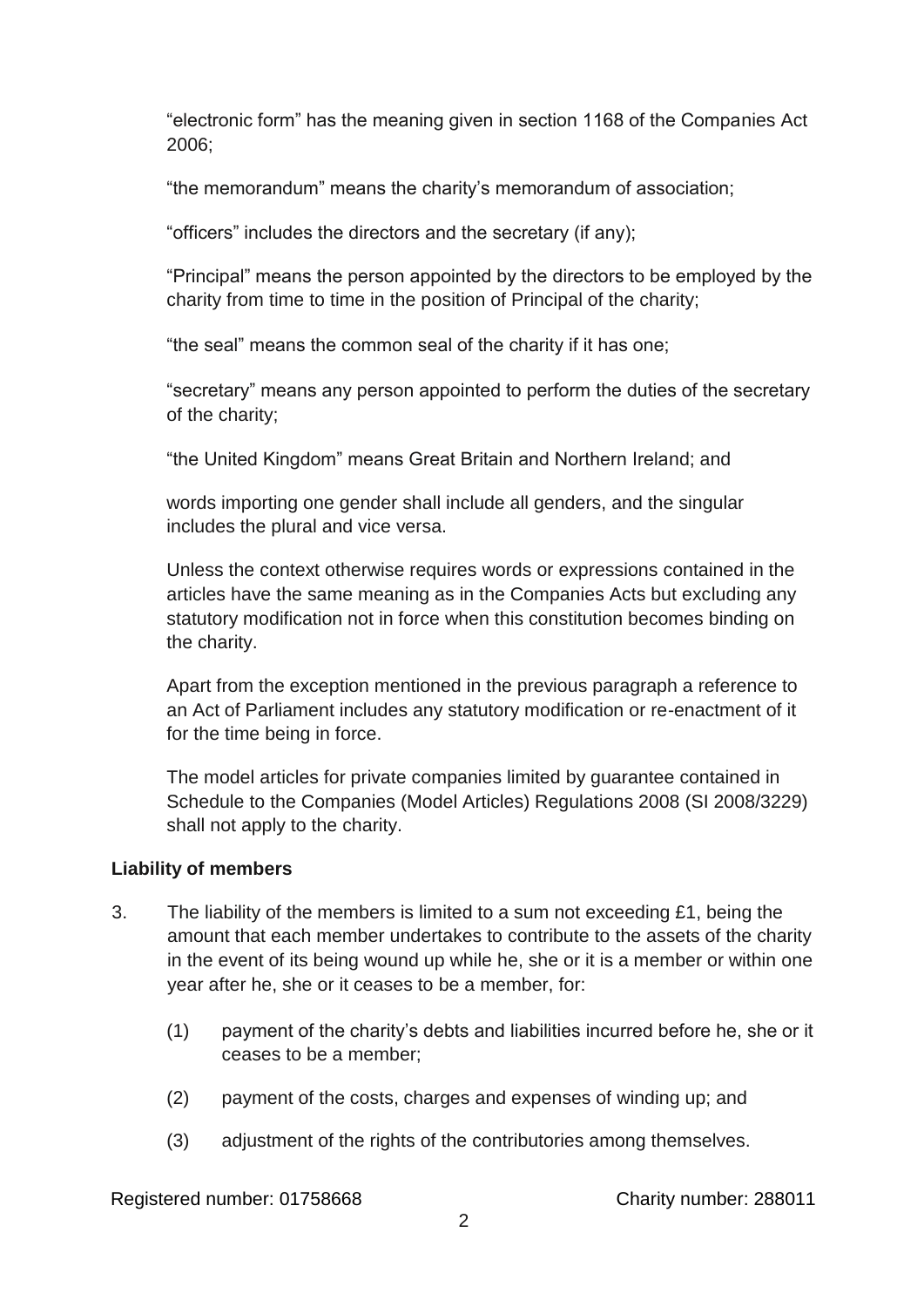"electronic form" has the meaning given in section 1168 of the Companies Act 2006;

"the memorandum" means the charity's memorandum of association;

"officers" includes the directors and the secretary (if any);

"Principal" means the person appointed by the directors to be employed by the charity from time to time in the position of Principal of the charity;

"the seal" means the common seal of the charity if it has one;

"secretary" means any person appointed to perform the duties of the secretary of the charity;

"the United Kingdom" means Great Britain and Northern Ireland; and

words importing one gender shall include all genders, and the singular includes the plural and vice versa.

Unless the context otherwise requires words or expressions contained in the articles have the same meaning as in the Companies Acts but excluding any statutory modification not in force when this constitution becomes binding on the charity.

Apart from the exception mentioned in the previous paragraph a reference to an Act of Parliament includes any statutory modification or re-enactment of it for the time being in force.

The model articles for private companies limited by guarantee contained in Schedule to the Companies (Model Articles) Regulations 2008 (SI 2008/3229) shall not apply to the charity.

**Liability of members**

3. The liability of the members is limited to a sum not exceeding £1, being the amount that each member undertakes to contribute to the assets of the charity in the event of its being wound up while he, she or it is a member or within one year after he, she or it ceases to be a member, for:

   (1) payment of the charity's debts and liabilities incurred before he, she or it ceases to be a member;

   (2) payment of the costs, charges and expenses of winding up; and

   (3) adjustment of the rights of the contributories among themselves.

Registered number: 01758668 Charity number: 288011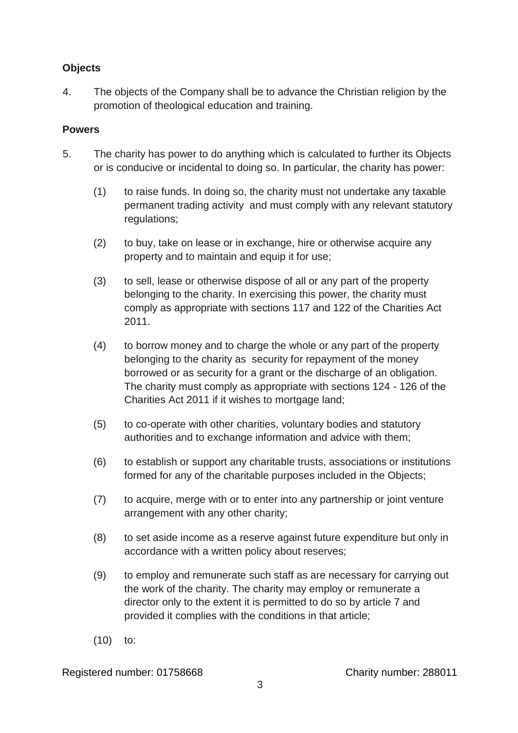**Objects**

4. The objects of the Company shall be to advance the Christian religion by the promotion of theological education and training.

**Powers**

5. The charity has power to do anything which is calculated to further its Objects or is conducive or incidental to doing so. In particular, the charity has power:

   (1) to raise funds. In doing so, the charity must not undertake any taxable permanent trading activity and must comply with any relevant statutory regulations;

   (2) to buy, take on lease or in exchange, hire or otherwise acquire any property and to maintain and equip it for use;

   (3) to sell, lease or otherwise dispose of all or any part of the property belonging to the charity. In exercising this power, the charity must comply as appropriate with sections 117 and 122 of the Charities Act 2011.

   (4) to borrow money and to charge the whole or any part of the property belonging to the charity as security for repayment of the money borrowed or as security for a grant or the discharge of an obligation. The charity must comply as appropriate with sections 124 - 126 of the Charities Act 2011 if it wishes to mortgage land;

   (5) to co-operate with other charities, voluntary bodies and statutory authorities and to exchange information and advice with them;

   (6) to establish or support any charitable trusts, associations or institutions formed for any of the charitable purposes included in the Objects;

   (7) to acquire, merge with or to enter into any partnership or joint venture arrangement with any other charity;

   (8) to set aside income as a reserve against future expenditure but only in accordance with a written policy about reserves;

   (9) to employ and remunerate such staff as are necessary for carrying out the work of the charity. The charity may employ or remunerate a director only to the extent it is permitted to do so by article 7 and provided it complies with the conditions in that article;

   (10) to:

Registered number: 01758668 Charity number: 288011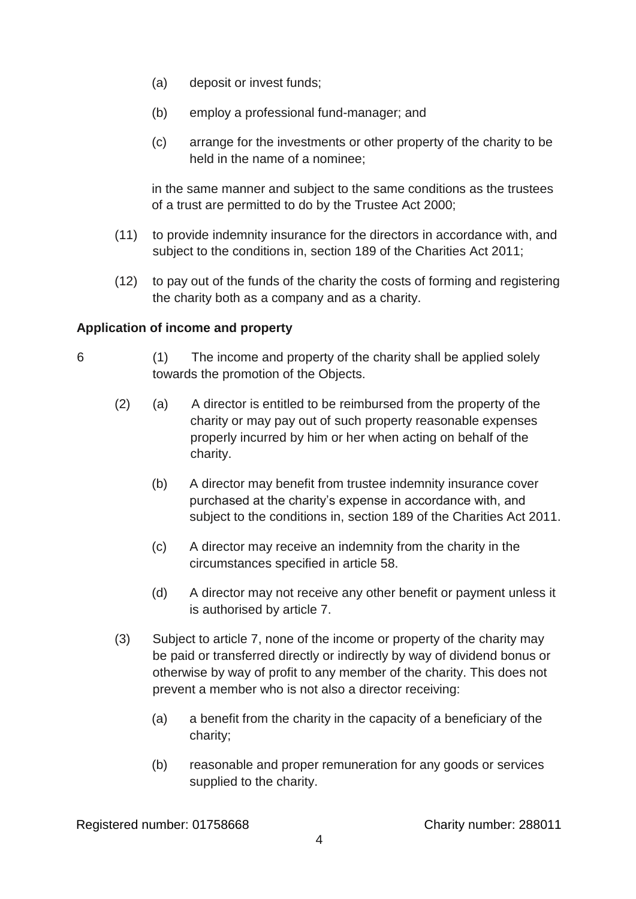(a) deposit or invest funds;

(b) employ a professional fund-manager; and

(c) arrange for the investments or other property of the charity to be held in the name of a nominee;

in the same manner and subject to the same conditions as the trustees of a trust are permitted to do by the Trustee Act 2000;

(11) to provide indemnity insurance for the directors in accordance with, and subject to the conditions in, section 189 of the Charities Act 2011;

(12) to pay out of the funds of the charity the costs of forming and registering the charity both as a company and as a charity.

**Application of income and property**

6 (1) The income and property of the charity shall be applied solely towards the promotion of the Objects.

(2) (a) A director is entitled to be reimbursed from the property of the charity or may pay out of such property reasonable expenses properly incurred by him or her when acting on behalf of the charity.

(b) A director may benefit from trustee indemnity insurance cover purchased at the charity's expense in accordance with, and subject to the conditions in, section 189 of the Charities Act 2011.

(c) A director may receive an indemnity from the charity in the circumstances specified in article 58.

(d) A director may not receive any other benefit or payment unless it is authorised by article 7.

(3) Subject to article 7, none of the income or property of the charity may be paid or transferred directly or indirectly by way of dividend bonus or otherwise by way of profit to any member of the charity. This does not prevent a member who is not also a director receiving:

(a) a benefit from the charity in the capacity of a beneficiary of the charity;

(b) reasonable and proper remuneration for any goods or services supplied to the charity.

Registered number: 01758668 Charity number: 288011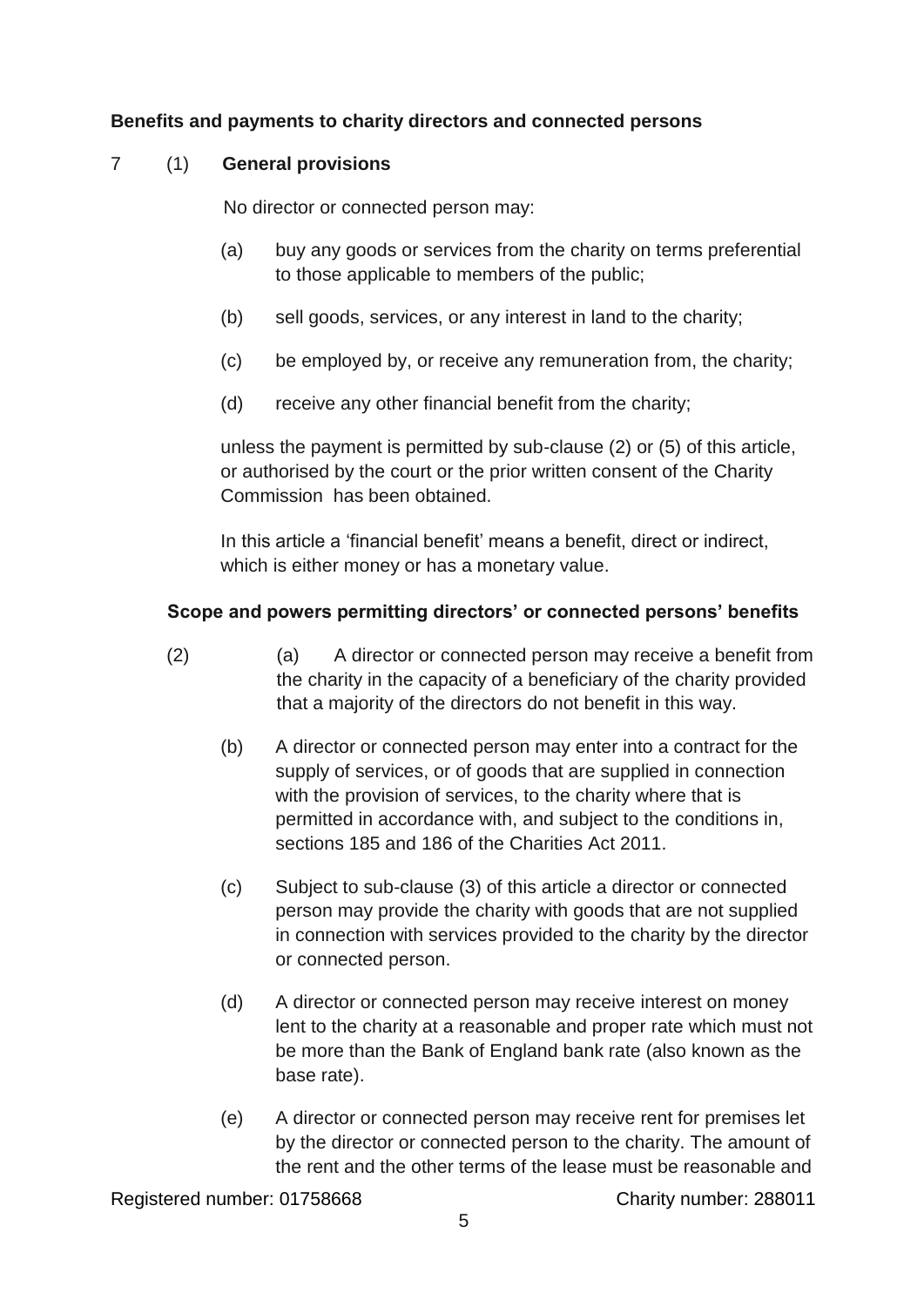**Benefits and payments to charity directors and connected persons**

7 (1) **General provisions**

No director or connected person may:

(a) buy any goods or services from the charity on terms preferential to those applicable to members of the public;

(b) sell goods, services, or any interest in land to the charity;

(c) be employed by, or receive any remuneration from, the charity;

(d) receive any other financial benefit from the charity;

unless the payment is permitted by sub-clause (2) or (5) of this article, or authorised by the court or the prior written consent of the Charity Commission has been obtained.

In this article a 'financial benefit' means a benefit, direct or indirect, which is either money or has a monetary value.

**Scope and powers permitting directors' or connected persons' benefits**

(2) (a) A director or connected person may receive a benefit from the charity in the capacity of a beneficiary of the charity provided that a majority of the directors do not benefit in this way.

(b) A director or connected person may enter into a contract for the supply of services, or of goods that are supplied in connection with the provision of services, to the charity where that is permitted in accordance with, and subject to the conditions in, sections 185 and 186 of the Charities Act 2011.

(c) Subject to sub-clause (3) of this article a director or connected person may provide the charity with goods that are not supplied in connection with services provided to the charity by the director or connected person.

(d) A director or connected person may receive interest on money lent to the charity at a reasonable and proper rate which must not be more than the Bank of England bank rate (also known as the base rate).

(e) A director or connected person may receive rent for premises let by the director or connected person to the charity. The amount of the rent and the other terms of the lease must be reasonable and

Registered number: 01758668 Charity number: 288011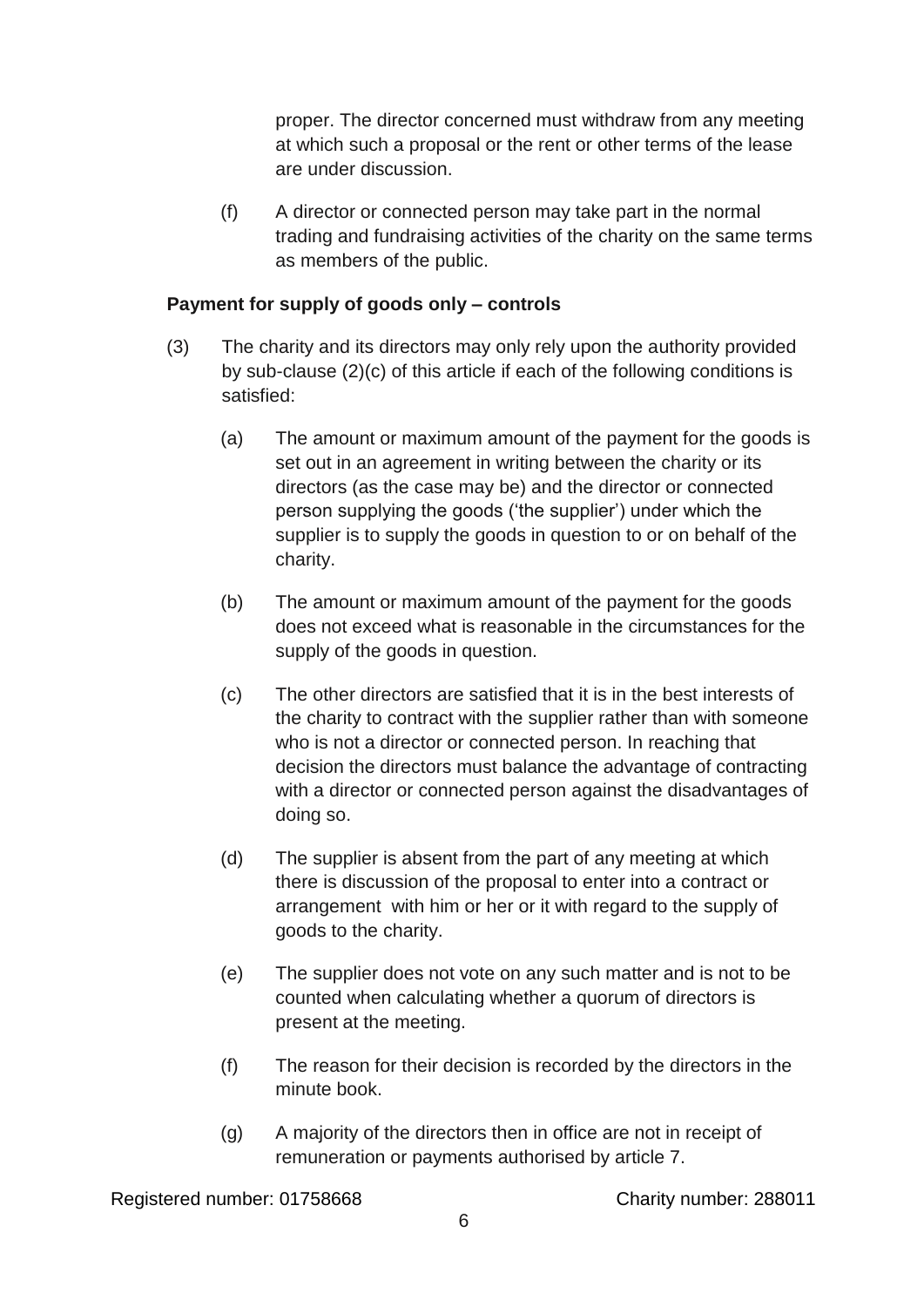proper. The director concerned must withdraw from any meeting at which such a proposal or the rent or other terms of the lease are under discussion.

(f) A director or connected person may take part in the normal trading and fundraising activities of the charity on the same terms as members of the public.

**Payment for supply of goods only – controls**

(3) The charity and its directors may only rely upon the authority provided by sub-clause (2)(c) of this article if each of the following conditions is satisfied:

(a) The amount or maximum amount of the payment for the goods is set out in an agreement in writing between the charity or its directors (as the case may be) and the director or connected person supplying the goods ('the supplier') under which the supplier is to supply the goods in question to or on behalf of the charity.

(b) The amount or maximum amount of the payment for the goods does not exceed what is reasonable in the circumstances for the supply of the goods in question.

(c) The other directors are satisfied that it is in the best interests of the charity to contract with the supplier rather than with someone who is not a director or connected person. In reaching that decision the directors must balance the advantage of contracting with a director or connected person against the disadvantages of doing so.

(d) The supplier is absent from the part of any meeting at which there is discussion of the proposal to enter into a contract or arrangement with him or her or it with regard to the supply of goods to the charity.

(e) The supplier does not vote on any such matter and is not to be counted when calculating whether a quorum of directors is present at the meeting.

(f) The reason for their decision is recorded by the directors in the minute book.

(g) A majority of the directors then in office are not in receipt of remuneration or payments authorised by article 7.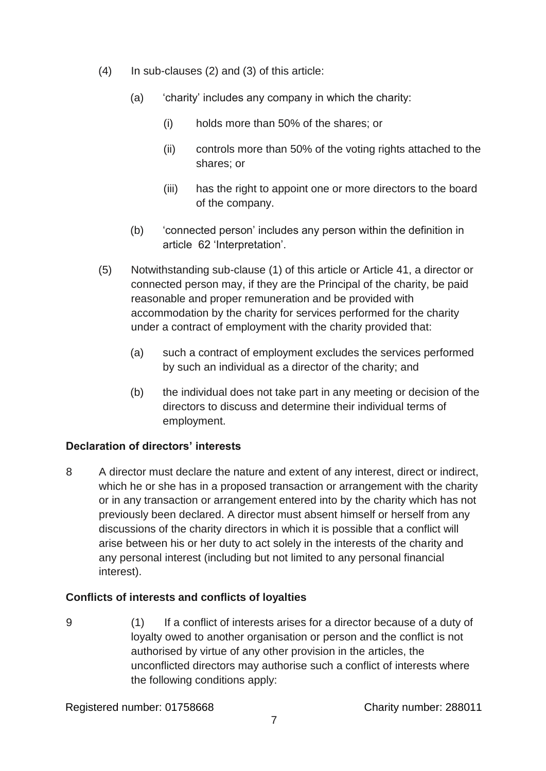(4) In sub-clauses (2) and (3) of this article:

 (a) 'charity' includes any company in which the charity:

  (i) holds more than 50% of the shares; or

  (ii) controls more than 50% of the voting rights attached to the shares; or

  (iii) has the right to appoint one or more directors to the board of the company.

 (b) 'connected person' includes any person within the definition in article 62 'Interpretation'.

(5) Notwithstanding sub-clause (1) of this article or Article 41, a director or connected person may, if they are the Principal of the charity, be paid reasonable and proper remuneration and be provided with accommodation by the charity for services performed for the charity under a contract of employment with the charity provided that:

 (a) such a contract of employment excludes the services performed by such an individual as a director of the charity; and

 (b) the individual does not take part in any meeting or decision of the directors to discuss and determine their individual terms of employment.

**Declaration of directors' interests**

8 A director must declare the nature and extent of any interest, direct or indirect, which he or she has in a proposed transaction or arrangement with the charity or in any transaction or arrangement entered into by the charity which has not previously been declared. A director must absent himself or herself from any discussions of the charity directors in which it is possible that a conflict will arise between his or her duty to act solely in the interests of the charity and any personal interest (including but not limited to any personal financial interest).

**Conflicts of interests and conflicts of loyalties**

9 (1) If a conflict of interests arises for a director because of a duty of loyalty owed to another organisation or person and the conflict is not authorised by virtue of any other provision in the articles, the unconflicted directors may authorise such a conflict of interests where the following conditions apply:

Registered number: 01758668 Charity number: 288011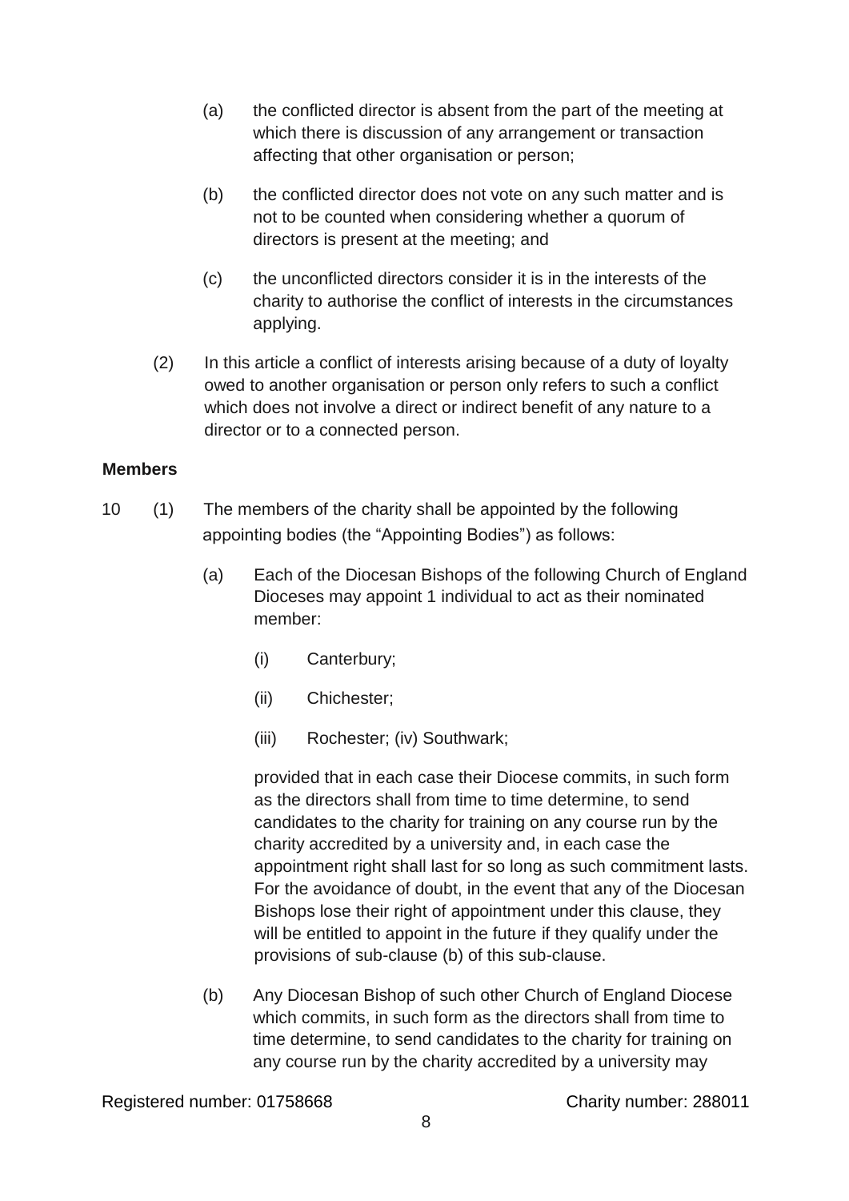(a) the conflicted director is absent from the part of the meeting at which there is discussion of any arrangement or transaction affecting that other organisation or person;

(b) the conflicted director does not vote on any such matter and is not to be counted when considering whether a quorum of directors is present at the meeting; and

(c) the unconflicted directors consider it is in the interests of the charity to authorise the conflict of interests in the circumstances applying.

(2) In this article a conflict of interests arising because of a duty of loyalty owed to another organisation or person only refers to such a conflict which does not involve a direct or indirect benefit of any nature to a director or to a connected person.

**Members**

10 (1) The members of the charity shall be appointed by the following appointing bodies (the "Appointing Bodies") as follows:

(a) Each of the Diocesan Bishops of the following Church of England Dioceses may appoint 1 individual to act as their nominated member:

(i) Canterbury;

(ii) Chichester;

(iii) Rochester; (iv) Southwark;

provided that in each case their Diocese commits, in such form as the directors shall from time to time determine, to send candidates to the charity for training on any course run by the charity accredited by a university and, in each case the appointment right shall last for so long as such commitment lasts. For the avoidance of doubt, in the event that any of the Diocesan Bishops lose their right of appointment under this clause, they will be entitled to appoint in the future if they qualify under the provisions of sub-clause (b) of this sub-clause.

(b) Any Diocesan Bishop of such other Church of England Diocese which commits, in such form as the directors shall from time to time determine, to send candidates to the charity for training on any course run by the charity accredited by a university may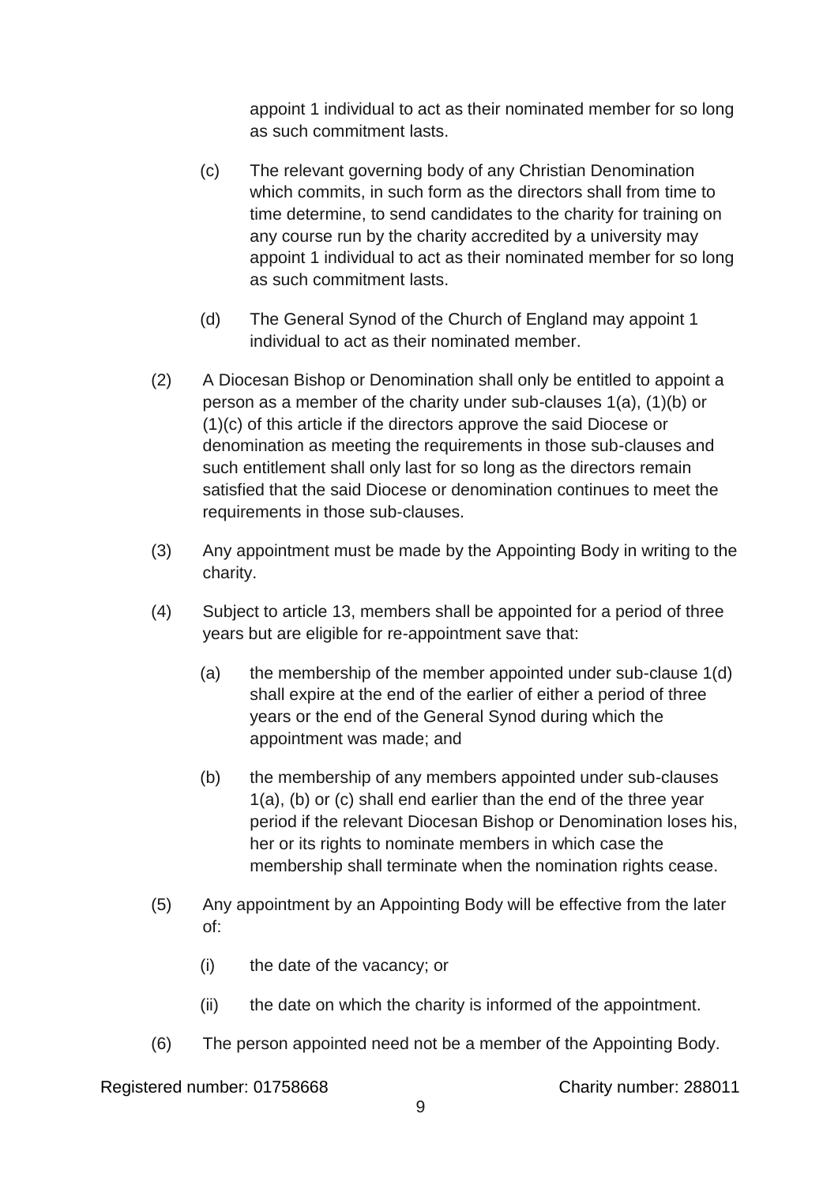appoint 1 individual to act as their nominated member for so long as such commitment lasts.

(c) The relevant governing body of any Christian Denomination which commits, in such form as the directors shall from time to time determine, to send candidates to the charity for training on any course run by the charity accredited by a university may appoint 1 individual to act as their nominated member for so long as such commitment lasts.

(d) The General Synod of the Church of England may appoint 1 individual to act as their nominated member.

(2) A Diocesan Bishop or Denomination shall only be entitled to appoint a person as a member of the charity under sub-clauses 1(a), (1)(b) or (1)(c) of this article if the directors approve the said Diocese or denomination as meeting the requirements in those sub-clauses and such entitlement shall only last for so long as the directors remain satisfied that the said Diocese or denomination continues to meet the requirements in those sub-clauses.

(3) Any appointment must be made by the Appointing Body in writing to the charity.

(4) Subject to article 13, members shall be appointed for a period of three years but are eligible for re-appointment save that:

(a) the membership of the member appointed under sub-clause 1(d) shall expire at the end of the earlier of either a period of three years or the end of the General Synod during which the appointment was made; and

(b) the membership of any members appointed under sub-clauses 1(a), (b) or (c) shall end earlier than the end of the three year period if the relevant Diocesan Bishop or Denomination loses his, her or its rights to nominate members in which case the membership shall terminate when the nomination rights cease.

(5) Any appointment by an Appointing Body will be effective from the later of:

(i) the date of the vacancy; or

(ii) the date on which the charity is informed of the appointment.

(6) The person appointed need not be a member of the Appointing Body.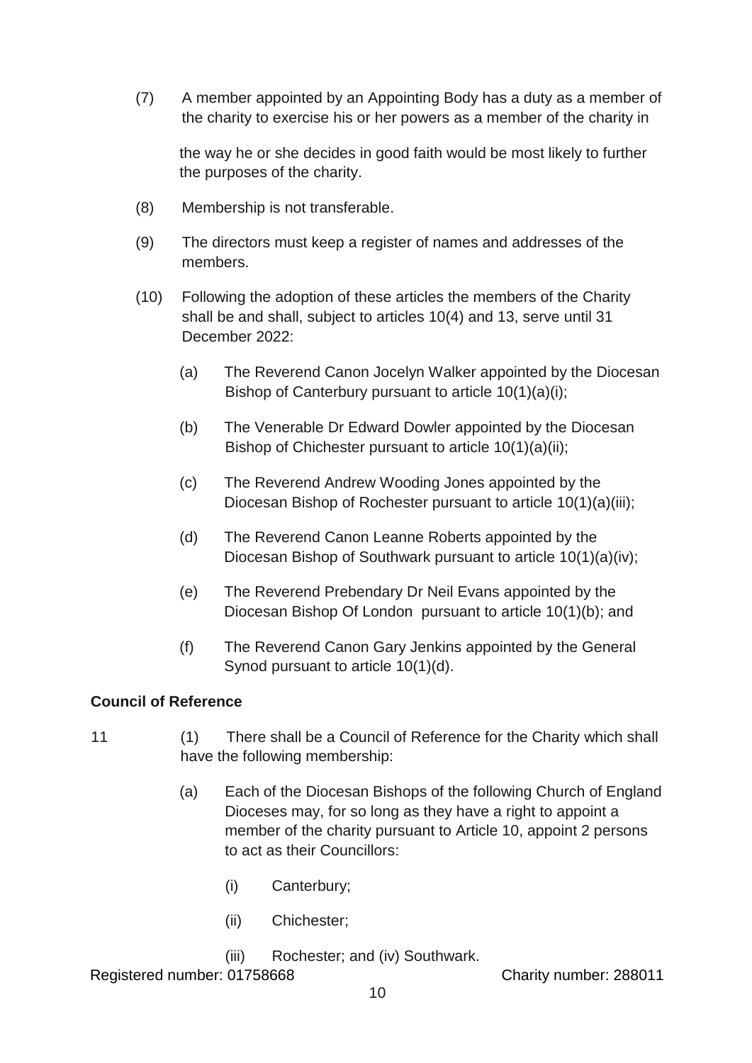(7) A member appointed by an Appointing Body has a duty as a member of the charity to exercise his or her powers as a member of the charity in the way he or she decides in good faith would be most likely to further the purposes of the charity.

(8) Membership is not transferable.

(9) The directors must keep a register of names and addresses of the members.

(10) Following the adoption of these articles the members of the Charity shall be and shall, subject to articles 10(4) and 13, serve until 31 December 2022:

  (a) The Reverend Canon Jocelyn Walker appointed by the Diocesan Bishop of Canterbury pursuant to article 10(1)(a)(i);

  (b) The Venerable Dr Edward Dowler appointed by the Diocesan Bishop of Chichester pursuant to article 10(1)(a)(ii);

  (c) The Reverend Andrew Wooding Jones appointed by the Diocesan Bishop of Rochester pursuant to article 10(1)(a)(iii);

  (d) The Reverend Canon Leanne Roberts appointed by the Diocesan Bishop of Southwark pursuant to article 10(1)(a)(iv);

  (e) The Reverend Prebendary Dr Neil Evans appointed by the Diocesan Bishop Of London pursuant to article 10(1)(b); and

  (f) The Reverend Canon Gary Jenkins appointed by the General Synod pursuant to article 10(1)(d).

**Council of Reference**

11 (1) There shall be a Council of Reference for the Charity which shall have the following membership:

  (a) Each of the Diocesan Bishops of the following Church of England Dioceses may, for so long as they have a right to appoint a member of the charity pursuant to Article 10, appoint 2 persons to act as their Councillors:

    (i) Canterbury;

    (ii) Chichester;

    (iii) Rochester; and (iv) Southwark.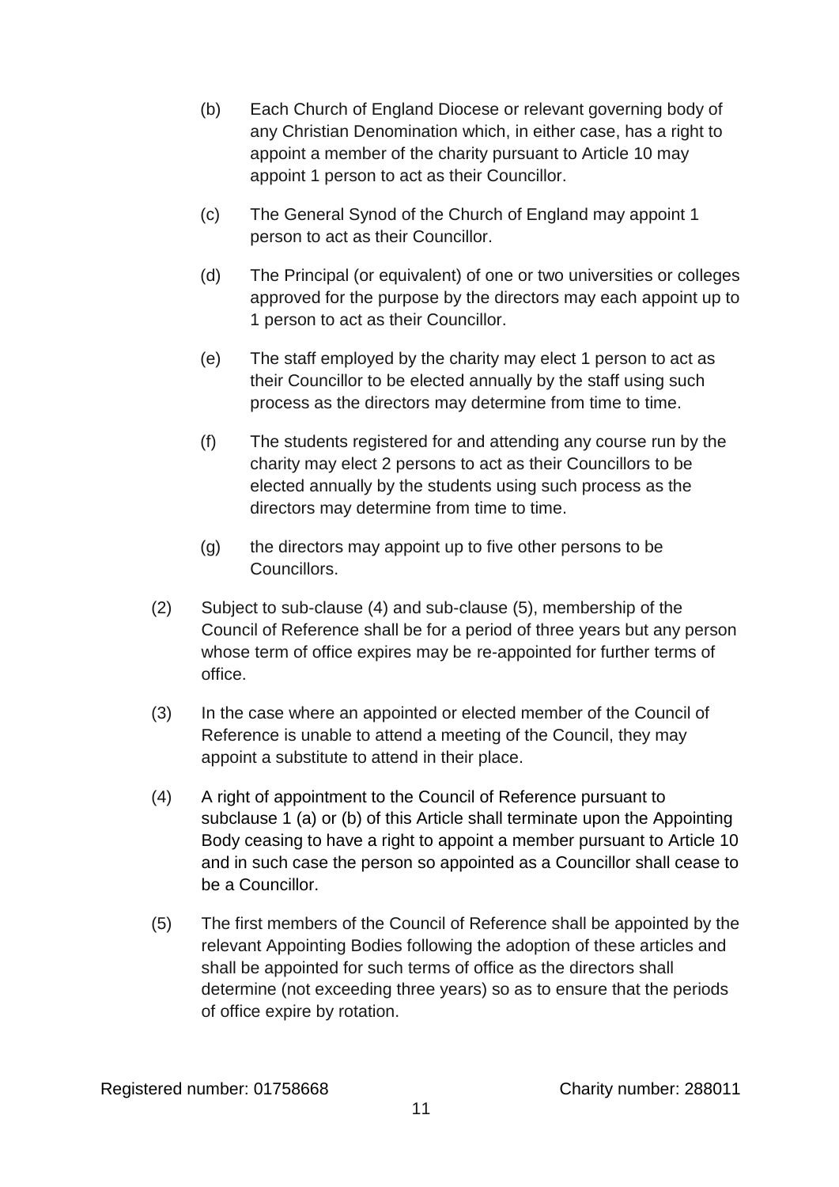(b) Each Church of England Diocese or relevant governing body of any Christian Denomination which, in either case, has a right to appoint a member of the charity pursuant to Article 10 may appoint 1 person to act as their Councillor.

(c) The General Synod of the Church of England may appoint 1 person to act as their Councillor.

(d) The Principal (or equivalent) of one or two universities or colleges approved for the purpose by the directors may each appoint up to 1 person to act as their Councillor.

(e) The staff employed by the charity may elect 1 person to act as their Councillor to be elected annually by the staff using such process as the directors may determine from time to time.

(f) The students registered for and attending any course run by the charity may elect 2 persons to act as their Councillors to be elected annually by the students using such process as the directors may determine from time to time.

(g) the directors may appoint up to five other persons to be Councillors.

(2) Subject to sub-clause (4) and sub-clause (5), membership of the Council of Reference shall be for a period of three years but any person whose term of office expires may be re-appointed for further terms of office.

(3) In the case where an appointed or elected member of the Council of Reference is unable to attend a meeting of the Council, they may appoint a substitute to attend in their place.

(4) A right of appointment to the Council of Reference pursuant to subclause 1 (a) or (b) of this Article shall terminate upon the Appointing Body ceasing to have a right to appoint a member pursuant to Article 10 and in such case the person so appointed as a Councillor shall cease to be a Councillor.

(5) The first members of the Council of Reference shall be appointed by the relevant Appointing Bodies following the adoption of these articles and shall be appointed for such terms of office as the directors shall determine (not exceeding three years) so as to ensure that the periods of office expire by rotation.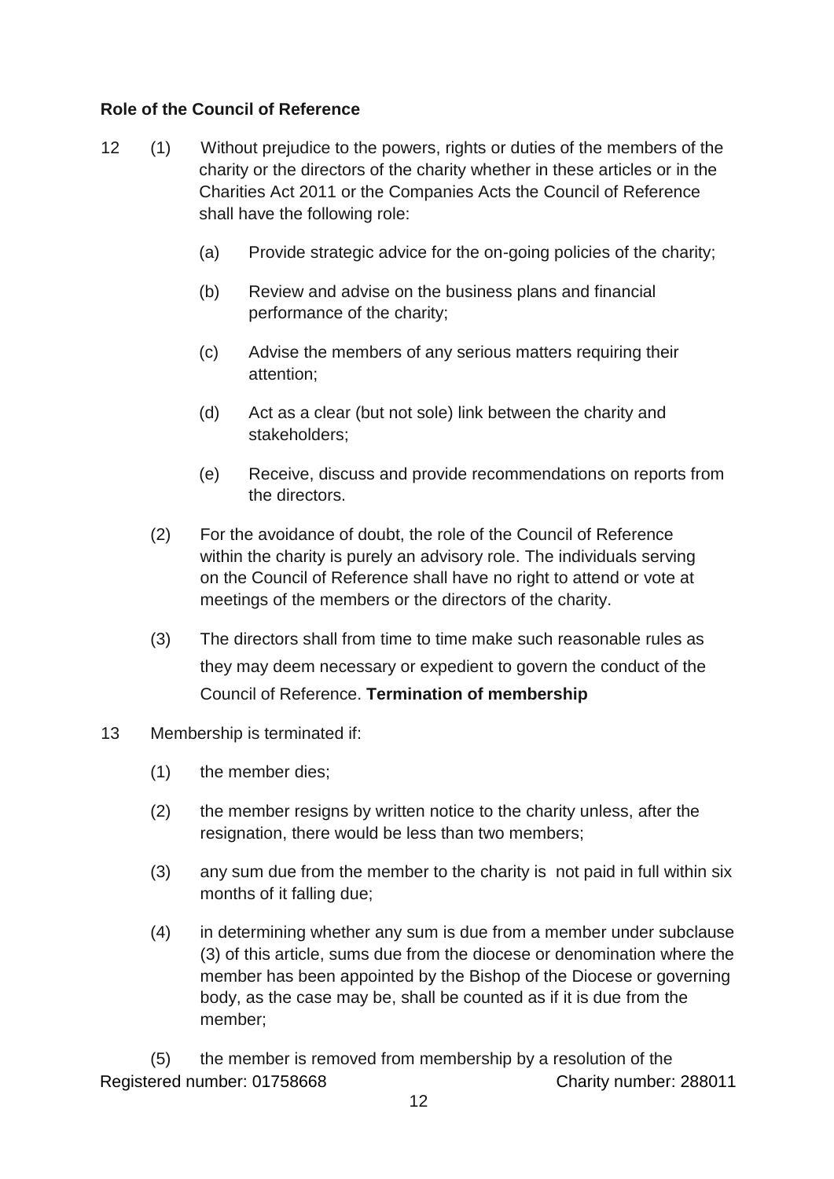**Role of the Council of Reference**

12 (1) Without prejudice to the powers, rights or duties of the members of the charity or the directors of the charity whether in these articles or in the Charities Act 2011 or the Companies Acts the Council of Reference shall have the following role:

(a) Provide strategic advice for the on-going policies of the charity;

(b) Review and advise on the business plans and financial performance of the charity;

(c) Advise the members of any serious matters requiring their attention;

(d) Act as a clear (but not sole) link between the charity and stakeholders;

(e) Receive, discuss and provide recommendations on reports from the directors.

(2) For the avoidance of doubt, the role of the Council of Reference within the charity is purely an advisory role. The individuals serving on the Council of Reference shall have no right to attend or vote at meetings of the members or the directors of the charity.

(3) The directors shall from time to time make such reasonable rules as they may deem necessary or expedient to govern the conduct of the Council of Reference.

**Termination of membership**

13 Membership is terminated if:

(1) the member dies;

(2) the member resigns by written notice to the charity unless, after the resignation, there would be less than two members;

(3) any sum due from the member to the charity is not paid in full within six months of it falling due;

(4) in determining whether any sum is due from a member under subclause (3) of this article, sums due from the diocese or denomination where the member has been appointed by the Bishop of the Diocese or governing body, as the case may be, shall be counted as if it is due from the member;

(5) the member is removed from membership by a resolution of the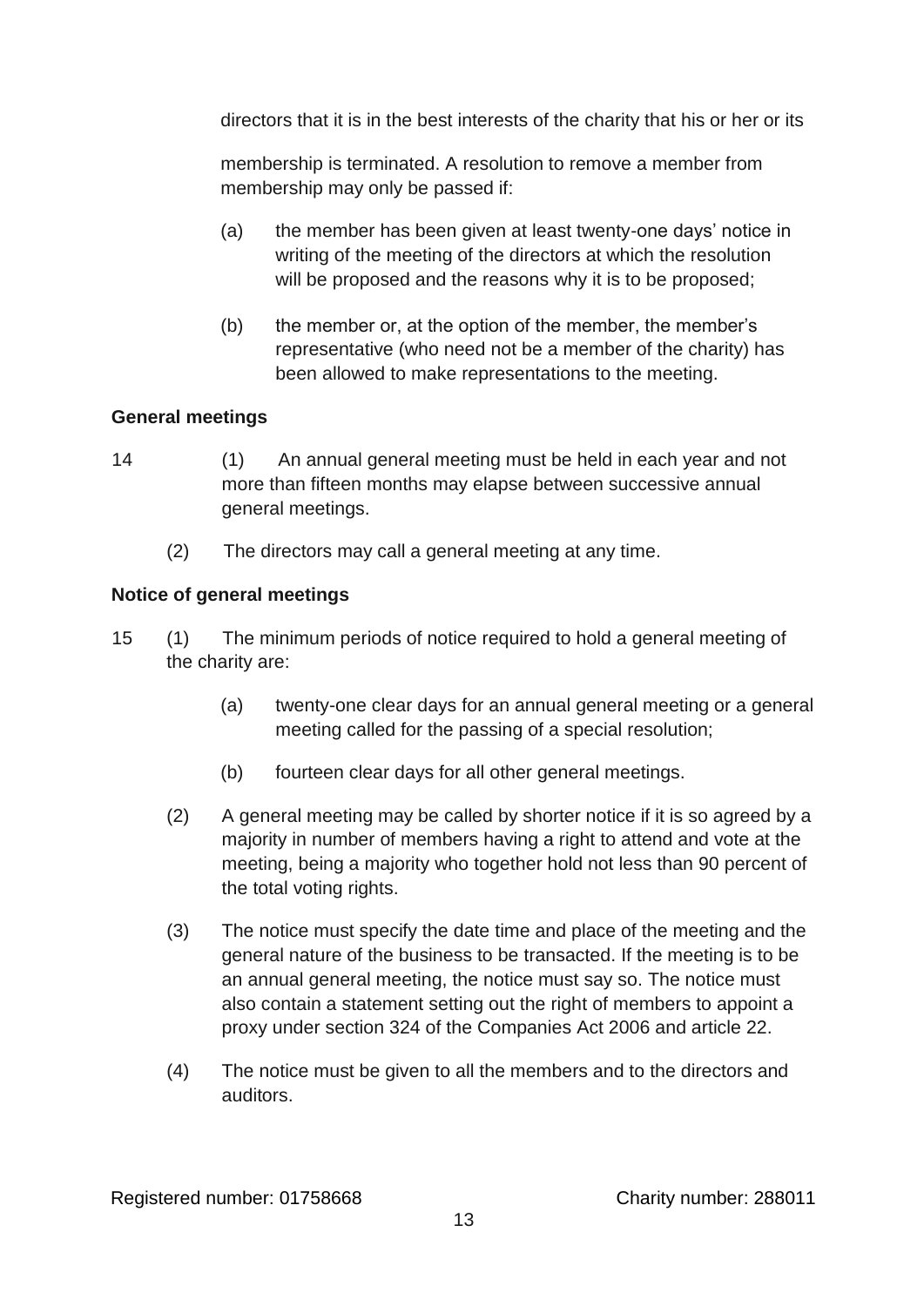directors that it is in the best interests of the charity that his or her or its

membership is terminated. A resolution to remove a member from membership may only be passed if:

(a) the member has been given at least twenty-one days' notice in writing of the meeting of the directors at which the resolution will be proposed and the reasons why it is to be proposed;

(b) the member or, at the option of the member, the member's representative (who need not be a member of the charity) has been allowed to make representations to the meeting.

**General meetings**

14 (1) An annual general meeting must be held in each year and not more than fifteen months may elapse between successive annual general meetings.

(2) The directors may call a general meeting at any time.

**Notice of general meetings**

15 (1) The minimum periods of notice required to hold a general meeting of the charity are:

(a) twenty-one clear days for an annual general meeting or a general meeting called for the passing of a special resolution;

(b) fourteen clear days for all other general meetings.

(2) A general meeting may be called by shorter notice if it is so agreed by a majority in number of members having a right to attend and vote at the meeting, being a majority who together hold not less than 90 percent of the total voting rights.

(3) The notice must specify the date time and place of the meeting and the general nature of the business to be transacted. If the meeting is to be an annual general meeting, the notice must say so. The notice must also contain a statement setting out the right of members to appoint a proxy under section 324 of the Companies Act 2006 and article 22.

(4) The notice must be given to all the members and to the directors and auditors.

Registered number: 01758668 Charity number: 288011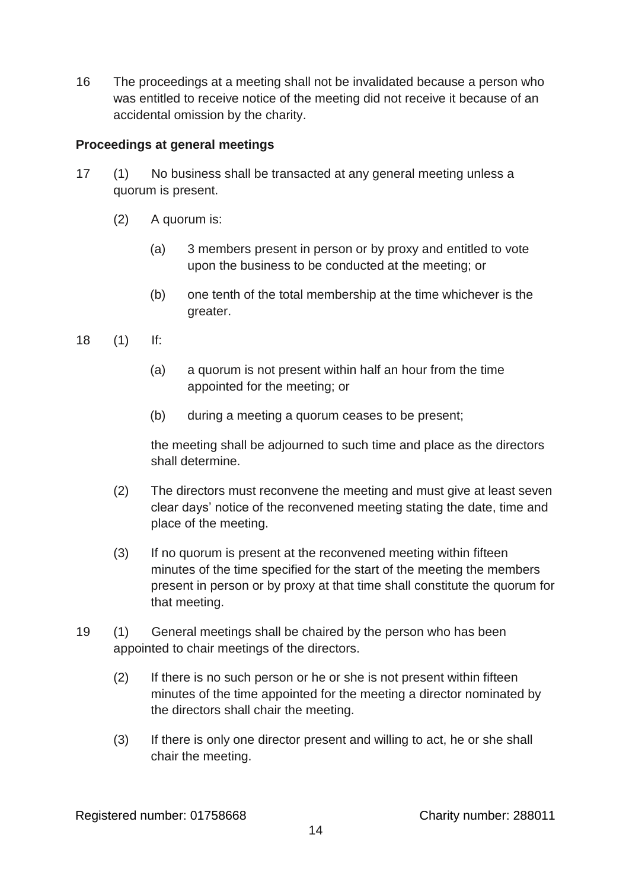16 The proceedings at a meeting shall not be invalidated because a person who was entitled to receive notice of the meeting did not receive it because of an accidental omission by the charity.

**Proceedings at general meetings**

17 (1) No business shall be transacted at any general meeting unless a quorum is present.

(2) A quorum is:

(a) 3 members present in person or by proxy and entitled to vote upon the business to be conducted at the meeting; or

(b) one tenth of the total membership at the time whichever is the greater.

18 (1) If:

(a) a quorum is not present within half an hour from the time appointed for the meeting; or

(b) during a meeting a quorum ceases to be present;

the meeting shall be adjourned to such time and place as the directors shall determine.

(2) The directors must reconvene the meeting and must give at least seven clear days' notice of the reconvened meeting stating the date, time and place of the meeting.

(3) If no quorum is present at the reconvened meeting within fifteen minutes of the time specified for the start of the meeting the members present in person or by proxy at that time shall constitute the quorum for that meeting.

19 (1) General meetings shall be chaired by the person who has been appointed to chair meetings of the directors.

(2) If there is no such person or he or she is not present within fifteen minutes of the time appointed for the meeting a director nominated by the directors shall chair the meeting.

(3) If there is only one director present and willing to act, he or she shall chair the meeting.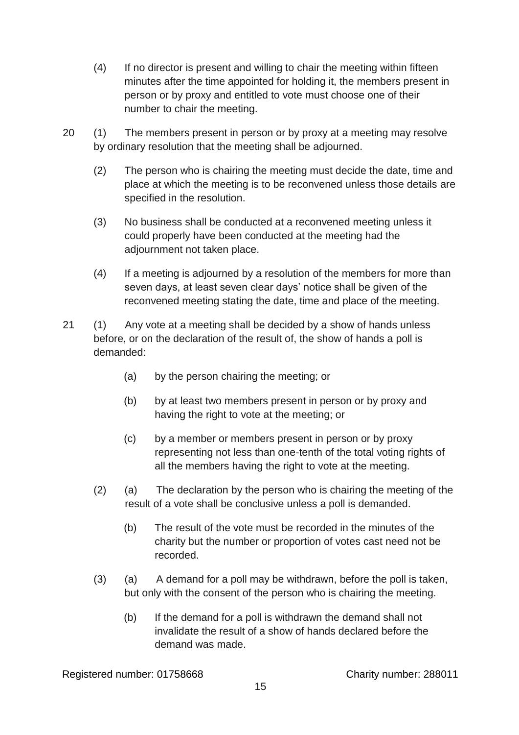(4) If no director is present and willing to chair the meeting within fifteen minutes after the time appointed for holding it, the members present in person or by proxy and entitled to vote must choose one of their number to chair the meeting.

20 (1) The members present in person or by proxy at a meeting may resolve by ordinary resolution that the meeting shall be adjourned.

(2) The person who is chairing the meeting must decide the date, time and place at which the meeting is to be reconvened unless those details are specified in the resolution.

(3) No business shall be conducted at a reconvened meeting unless it could properly have been conducted at the meeting had the adjournment not taken place.

(4) If a meeting is adjourned by a resolution of the members for more than seven days, at least seven clear days' notice shall be given of the reconvened meeting stating the date, time and place of the meeting.

21 (1) Any vote at a meeting shall be decided by a show of hands unless before, or on the declaration of the result of, the show of hands a poll is demanded:

(a) by the person chairing the meeting; or

(b) by at least two members present in person or by proxy and having the right to vote at the meeting; or

(c) by a member or members present in person or by proxy representing not less than one-tenth of the total voting rights of all the members having the right to vote at the meeting.

(2) (a) The declaration by the person who is chairing the meeting of the result of a vote shall be conclusive unless a poll is demanded.

(b) The result of the vote must be recorded in the minutes of the charity but the number or proportion of votes cast need not be recorded.

(3) (a) A demand for a poll may be withdrawn, before the poll is taken, but only with the consent of the person who is chairing the meeting.

(b) If the demand for a poll is withdrawn the demand shall not invalidate the result of a show of hands declared before the demand was made.

Registered number: 01758668 Charity number: 288011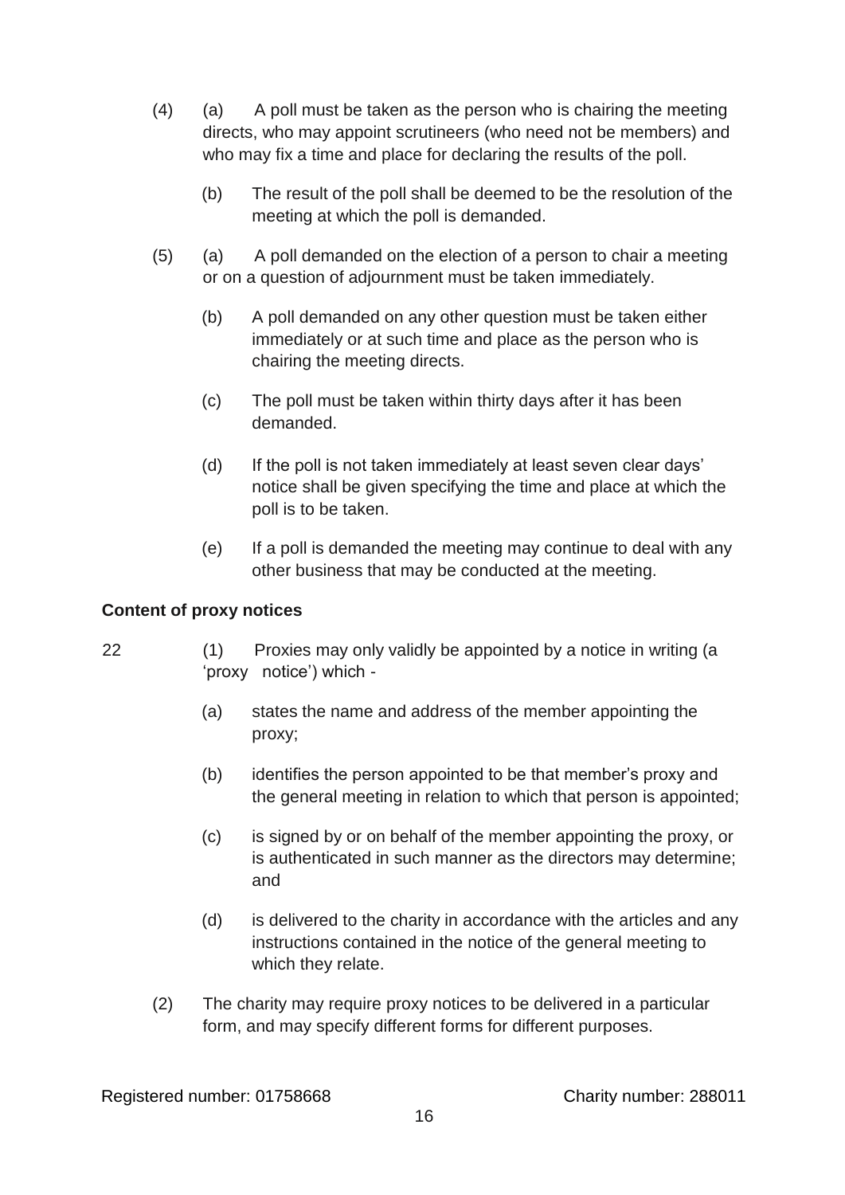(4) (a) A poll must be taken as the person who is chairing the meeting directs, who may appoint scrutineers (who need not be members) and who may fix a time and place for declaring the results of the poll.

(b) The result of the poll shall be deemed to be the resolution of the meeting at which the poll is demanded.

(5) (a) A poll demanded on the election of a person to chair a meeting or on a question of adjournment must be taken immediately.

(b) A poll demanded on any other question must be taken either immediately or at such time and place as the person who is chairing the meeting directs.

(c) The poll must be taken within thirty days after it has been demanded.

(d) If the poll is not taken immediately at least seven clear days' notice shall be given specifying the time and place at which the poll is to be taken.

(e) If a poll is demanded the meeting may continue to deal with any other business that may be conducted at the meeting.

**Content of proxy notices**

22 (1) Proxies may only validly be appointed by a notice in writing (a 'proxy notice') which -

(a) states the name and address of the member appointing the proxy;

(b) identifies the person appointed to be that member's proxy and the general meeting in relation to which that person is appointed;

(c) is signed by or on behalf of the member appointing the proxy, or is authenticated in such manner as the directors may determine; and

(d) is delivered to the charity in accordance with the articles and any instructions contained in the notice of the general meeting to which they relate.

(2) The charity may require proxy notices to be delivered in a particular form, and may specify different forms for different purposes.

Registered number: 01758668 Charity number: 288011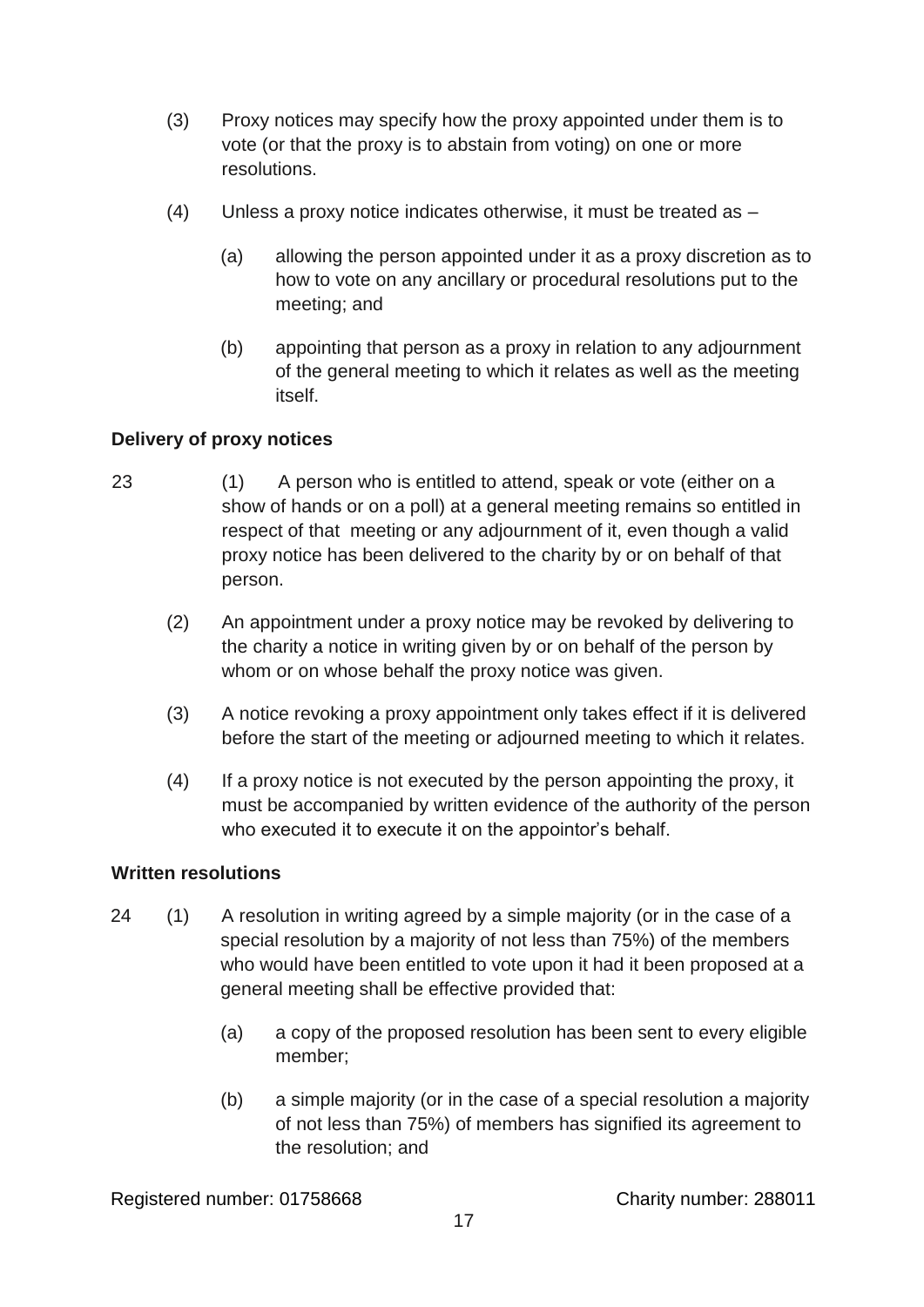(3) Proxy notices may specify how the proxy appointed under them is to vote (or that the proxy is to abstain from voting) on one or more resolutions.

(4) Unless a proxy notice indicates otherwise, it must be treated as –

(a) allowing the person appointed under it as a proxy discretion as to how to vote on any ancillary or procedural resolutions put to the meeting; and

(b) appointing that person as a proxy in relation to any adjournment of the general meeting to which it relates as well as the meeting itself.

**Delivery of proxy notices**

23 (1) A person who is entitled to attend, speak or vote (either on a show of hands or on a poll) at a general meeting remains so entitled in respect of that meeting or any adjournment of it, even though a valid proxy notice has been delivered to the charity by or on behalf of that person.

(2) An appointment under a proxy notice may be revoked by delivering to the charity a notice in writing given by or on behalf of the person by whom or on whose behalf the proxy notice was given.

(3) A notice revoking a proxy appointment only takes effect if it is delivered before the start of the meeting or adjourned meeting to which it relates.

(4) If a proxy notice is not executed by the person appointing the proxy, it must be accompanied by written evidence of the authority of the person who executed it to execute it on the appointor's behalf.

**Written resolutions**

24 (1) A resolution in writing agreed by a simple majority (or in the case of a special resolution by a majority of not less than 75%) of the members who would have been entitled to vote upon it had it been proposed at a general meeting shall be effective provided that:

(a) a copy of the proposed resolution has been sent to every eligible member;

(b) a simple majority (or in the case of a special resolution a majority of not less than 75%) of members has signified its agreement to the resolution; and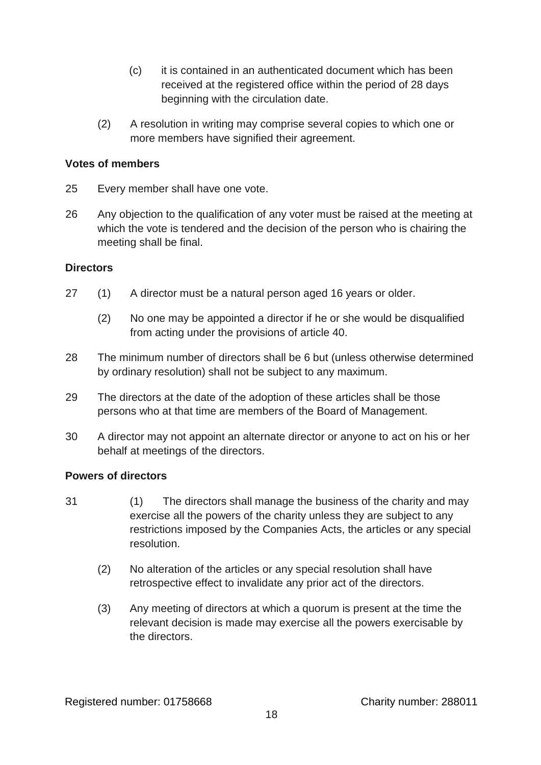(c) it is contained in an authenticated document which has been received at the registered office within the period of 28 days beginning with the circulation date.

(2) A resolution in writing may comprise several copies to which one or more members have signified their agreement.

**Votes of members**

25 Every member shall have one vote.

26 Any objection to the qualification of any voter must be raised at the meeting at which the vote is tendered and the decision of the person who is chairing the meeting shall be final.

**Directors**

27 (1) A director must be a natural person aged 16 years or older.

(2) No one may be appointed a director if he or she would be disqualified from acting under the provisions of article 40.

28 The minimum number of directors shall be 6 but (unless otherwise determined by ordinary resolution) shall not be subject to any maximum.

29 The directors at the date of the adoption of these articles shall be those persons who at that time are members of the Board of Management.

30 A director may not appoint an alternate director or anyone to act on his or her behalf at meetings of the directors.

**Powers of directors**

31 (1) The directors shall manage the business of the charity and may exercise all the powers of the charity unless they are subject to any restrictions imposed by the Companies Acts, the articles or any special resolution.

(2) No alteration of the articles or any special resolution shall have retrospective effect to invalidate any prior act of the directors.

(3) Any meeting of directors at which a quorum is present at the time the relevant decision is made may exercise all the powers exercisable by the directors.

Registered number: 01758668 Charity number: 288011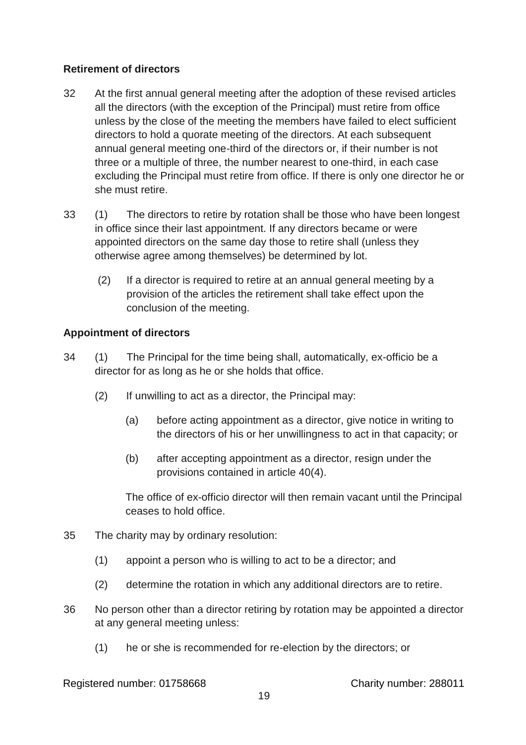**Retirement of directors**

32 At the first annual general meeting after the adoption of these revised articles all the directors (with the exception of the Principal) must retire from office unless by the close of the meeting the members have failed to elect sufficient directors to hold a quorate meeting of the directors. At each subsequent annual general meeting one-third of the directors or, if their number is not three or a multiple of three, the number nearest to one-third, in each case excluding the Principal must retire from office. If there is only one director he or she must retire.

33 (1) The directors to retire by rotation shall be those who have been longest in office since their last appointment. If any directors became or were appointed directors on the same day those to retire shall (unless they otherwise agree among themselves) be determined by lot.

(2) If a director is required to retire at an annual general meeting by a provision of the articles the retirement shall take effect upon the conclusion of the meeting.

**Appointment of directors**

34 (1) The Principal for the time being shall, automatically, ex-officio be a director for as long as he or she holds that office.

(2) If unwilling to act as a director, the Principal may:

(a) before acting appointment as a director, give notice in writing to the directors of his or her unwillingness to act in that capacity; or

(b) after accepting appointment as a director, resign under the provisions contained in article 40(4).

The office of ex-officio director will then remain vacant until the Principal ceases to hold office.

35 The charity may by ordinary resolution:

(1) appoint a person who is willing to act to be a director; and

(2) determine the rotation in which any additional directors are to retire.

36 No person other than a director retiring by rotation may be appointed a director at any general meeting unless:

(1) he or she is recommended for re-election by the directors; or

Registered number: 01758668 Charity number: 288011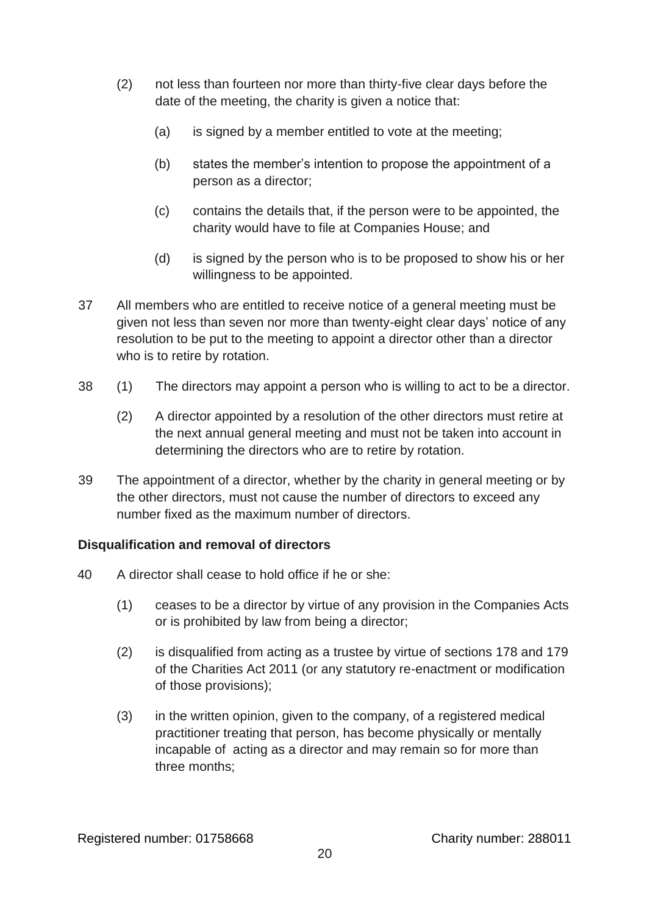(2) not less than fourteen nor more than thirty-five clear days before the date of the meeting, the charity is given a notice that:

   (a) is signed by a member entitled to vote at the meeting;

   (b) states the member's intention to propose the appointment of a person as a director;

   (c) contains the details that, if the person were to be appointed, the charity would have to file at Companies House; and

   (d) is signed by the person who is to be proposed to show his or her willingness to be appointed.

37 All members who are entitled to receive notice of a general meeting must be given not less than seven nor more than twenty-eight clear days' notice of any resolution to be put to the meeting to appoint a director other than a director who is to retire by rotation.

38 (1) The directors may appoint a person who is willing to act to be a director.

   (2) A director appointed by a resolution of the other directors must retire at the next annual general meeting and must not be taken into account in determining the directors who are to retire by rotation.

39 The appointment of a director, whether by the charity in general meeting or by the other directors, must not cause the number of directors to exceed any number fixed as the maximum number of directors.

**Disqualification and removal of directors**

40 A director shall cease to hold office if he or she:

   (1) ceases to be a director by virtue of any provision in the Companies Acts or is prohibited by law from being a director;

   (2) is disqualified from acting as a trustee by virtue of sections 178 and 179 of the Charities Act 2011 (or any statutory re-enactment or modification of those provisions);

   (3) in the written opinion, given to the company, of a registered medical practitioner treating that person, has become physically or mentally incapable of acting as a director and may remain so for more than three months;

Registered number: 01758668 Charity number: 288011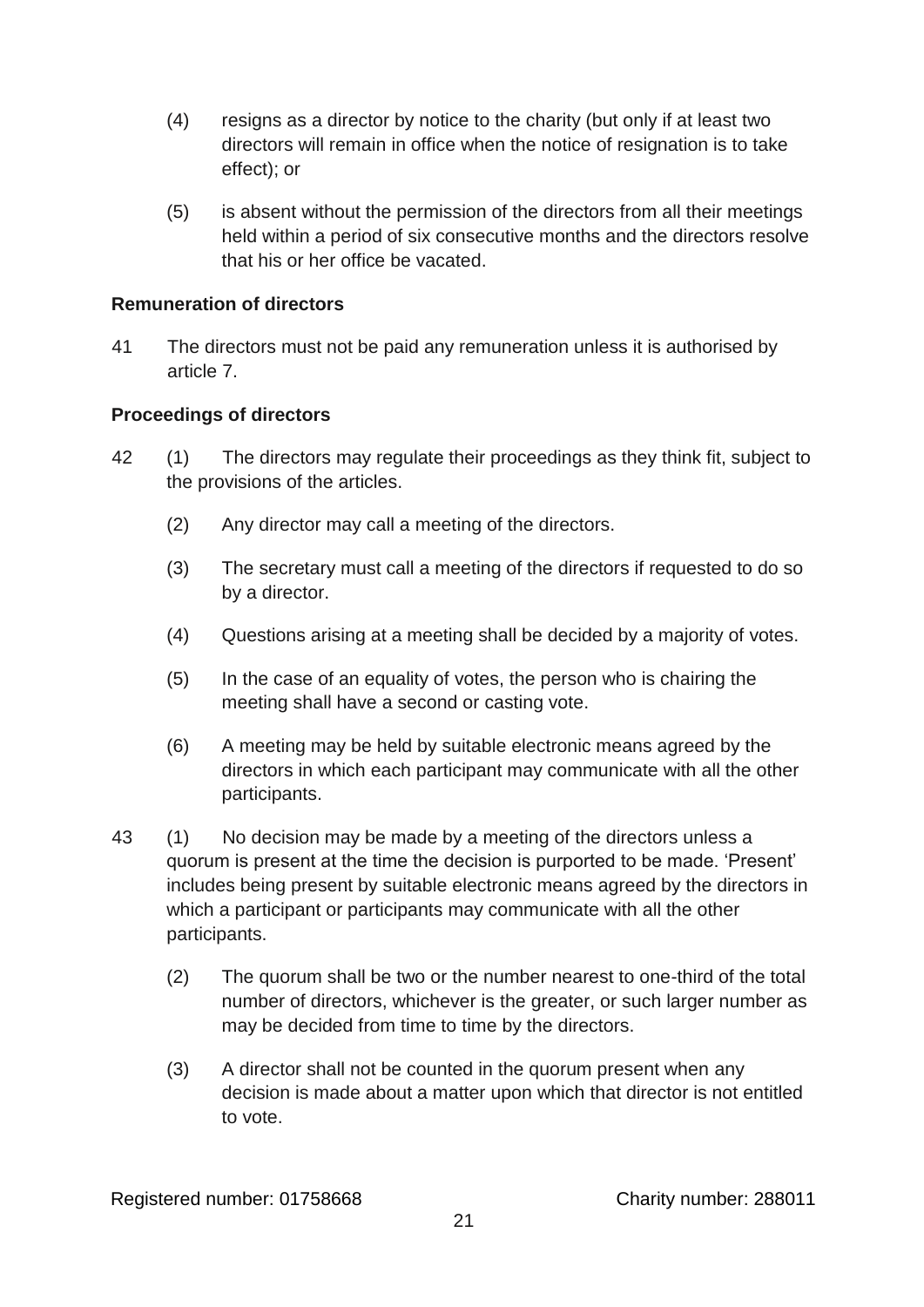(4) resigns as a director by notice to the charity (but only if at least two directors will remain in office when the notice of resignation is to take effect); or

(5) is absent without the permission of the directors from all their meetings held within a period of six consecutive months and the directors resolve that his or her office be vacated.

**Remuneration of directors**

41 The directors must not be paid any remuneration unless it is authorised by article 7.

**Proceedings of directors**

42 (1) The directors may regulate their proceedings as they think fit, subject to the provisions of the articles.

(2) Any director may call a meeting of the directors.

(3) The secretary must call a meeting of the directors if requested to do so by a director.

(4) Questions arising at a meeting shall be decided by a majority of votes.

(5) In the case of an equality of votes, the person who is chairing the meeting shall have a second or casting vote.

(6) A meeting may be held by suitable electronic means agreed by the directors in which each participant may communicate with all the other participants.

43 (1) No decision may be made by a meeting of the directors unless a quorum is present at the time the decision is purported to be made. 'Present' includes being present by suitable electronic means agreed by the directors in which a participant or participants may communicate with all the other participants.

(2) The quorum shall be two or the number nearest to one-third of the total number of directors, whichever is the greater, or such larger number as may be decided from time to time by the directors.

(3) A director shall not be counted in the quorum present when any decision is made about a matter upon which that director is not entitled to vote.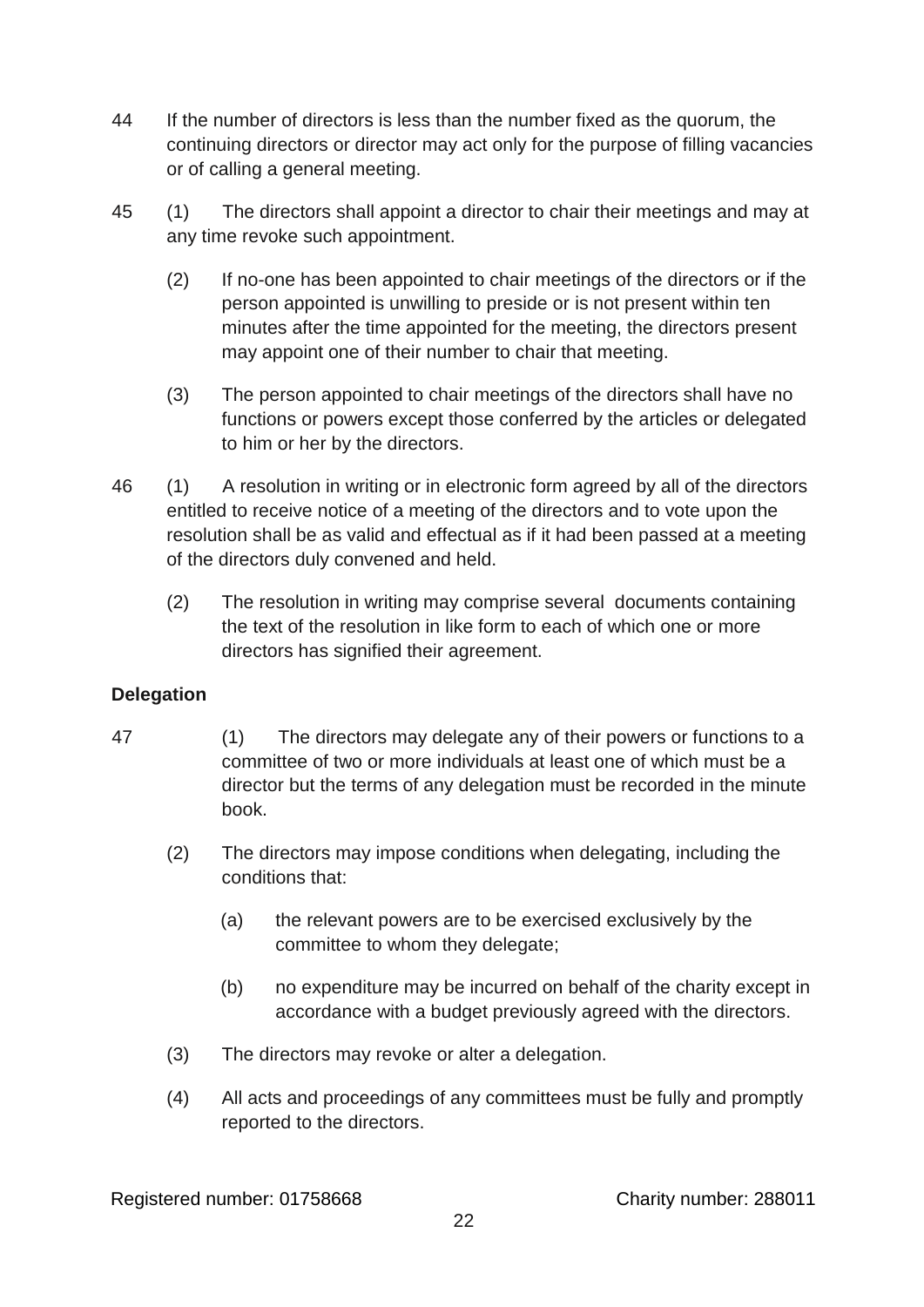44 If the number of directors is less than the number fixed as the quorum, the continuing directors or director may act only for the purpose of filling vacancies or of calling a general meeting.

45 (1) The directors shall appoint a director to chair their meetings and may at any time revoke such appointment.

(2) If no-one has been appointed to chair meetings of the directors or if the person appointed is unwilling to preside or is not present within ten minutes after the time appointed for the meeting, the directors present may appoint one of their number to chair that meeting.

(3) The person appointed to chair meetings of the directors shall have no functions or powers except those conferred by the articles or delegated to him or her by the directors.

46 (1) A resolution in writing or in electronic form agreed by all of the directors entitled to receive notice of a meeting of the directors and to vote upon the resolution shall be as valid and effectual as if it had been passed at a meeting of the directors duly convened and held.

(2) The resolution in writing may comprise several documents containing the text of the resolution in like form to each of which one or more directors has signified their agreement.

**Delegation**

47 (1) The directors may delegate any of their powers or functions to a committee of two or more individuals at least one of which must be a director but the terms of any delegation must be recorded in the minute book.

(2) The directors may impose conditions when delegating, including the conditions that:

(a) the relevant powers are to be exercised exclusively by the committee to whom they delegate;

(b) no expenditure may be incurred on behalf of the charity except in accordance with a budget previously agreed with the directors.

(3) The directors may revoke or alter a delegation.

(4) All acts and proceedings of any committees must be fully and promptly reported to the directors.

Registered number: 01758668 Charity number: 288011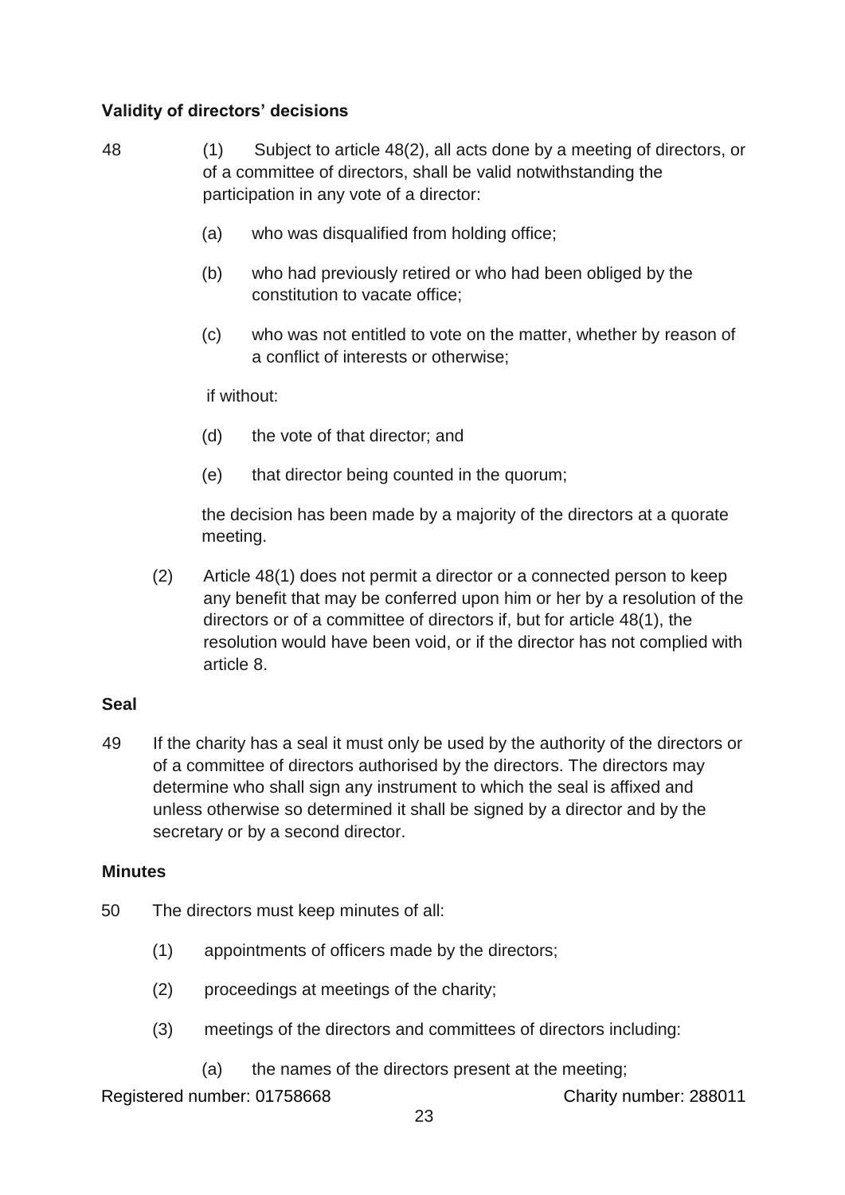**Validity of directors' decisions**

48 (1) Subject to article 48(2), all acts done by a meeting of directors, or of a committee of directors, shall be valid notwithstanding the participation in any vote of a director:

(a) who was disqualified from holding office;

(b) who had previously retired or who had been obliged by the constitution to vacate office;

(c) who was not entitled to vote on the matter, whether by reason of a conflict of interests or otherwise;

if without:

(d) the vote of that director; and

(e) that director being counted in the quorum;

the decision has been made by a majority of the directors at a quorate meeting.

(2) Article 48(1) does not permit a director or a connected person to keep any benefit that may be conferred upon him or her by a resolution of the directors or of a committee of directors if, but for article 48(1), the resolution would have been void, or if the director has not complied with article 8.

**Seal**

49 If the charity has a seal it must only be used by the authority of the directors or of a committee of directors authorised by the directors. The directors may determine who shall sign any instrument to which the seal is affixed and unless otherwise so determined it shall be signed by a director and by the secretary or by a second director.

**Minutes**

50 The directors must keep minutes of all:

(1) appointments of officers made by the directors;

(2) proceedings at meetings of the charity;

(3) meetings of the directors and committees of directors including:

(a) the names of the directors present at the meeting;

Registered number: 01758668 Charity number: 288011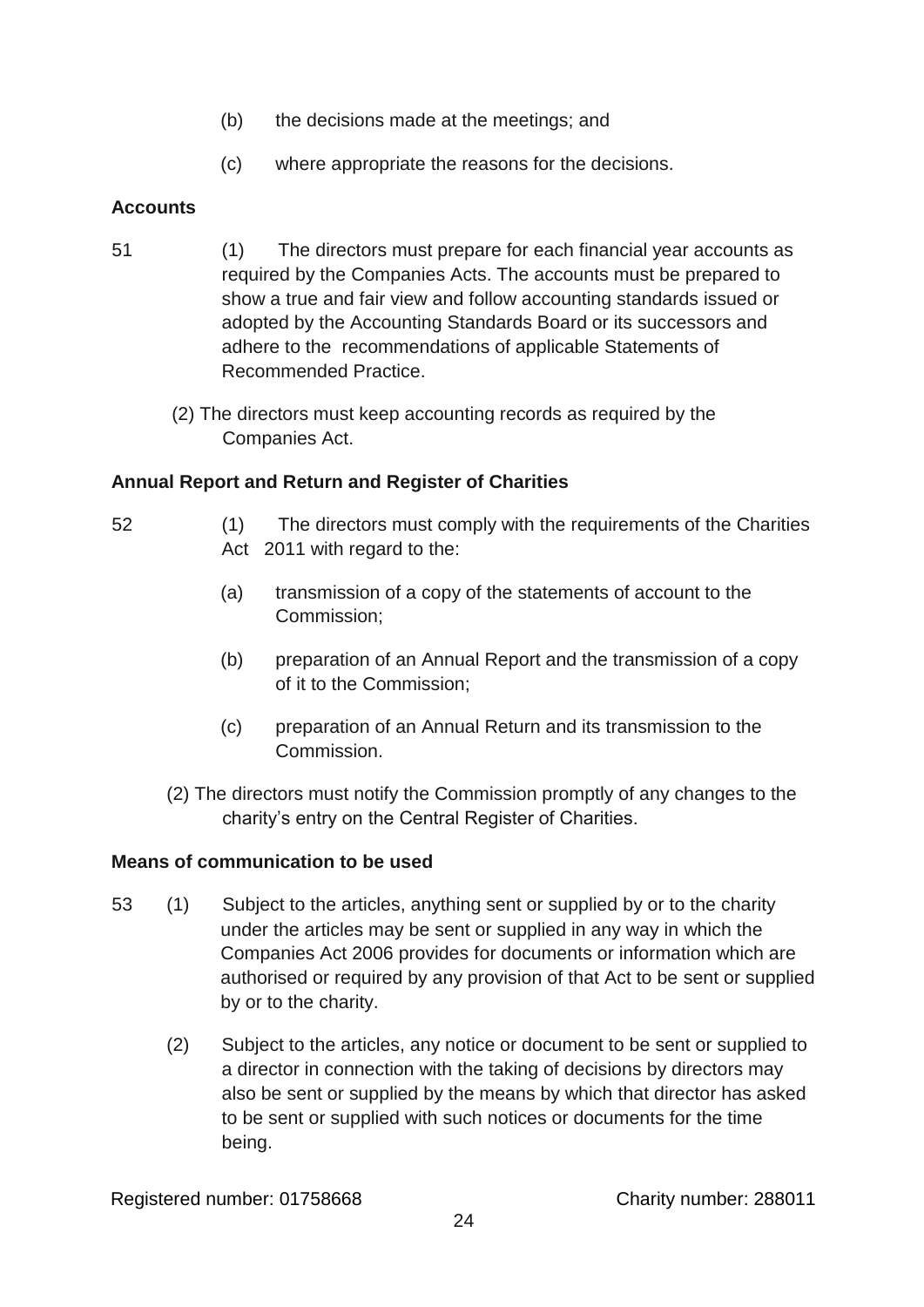(b) the decisions made at the meetings; and

(c) where appropriate the reasons for the decisions.

**Accounts**

51 (1) The directors must prepare for each financial year accounts as required by the Companies Acts. The accounts must be prepared to show a true and fair view and follow accounting standards issued or adopted by the Accounting Standards Board or its successors and adhere to the recommendations of applicable Statements of Recommended Practice.

(2) The directors must keep accounting records as required by the Companies Act.

**Annual Report and Return and Register of Charities**

52 (1) The directors must comply with the requirements of the Charities Act 2011 with regard to the:

(a) transmission of a copy of the statements of account to the Commission;

(b) preparation of an Annual Report and the transmission of a copy of it to the Commission;

(c) preparation of an Annual Return and its transmission to the Commission.

(2) The directors must notify the Commission promptly of any changes to the charity's entry on the Central Register of Charities.

**Means of communication to be used**

53 (1) Subject to the articles, anything sent or supplied by or to the charity under the articles may be sent or supplied in any way in which the Companies Act 2006 provides for documents or information which are authorised or required by any provision of that Act to be sent or supplied by or to the charity.

(2) Subject to the articles, any notice or document to be sent or supplied to a director in connection with the taking of decisions by directors may also be sent or supplied by the means by which that director has asked to be sent or supplied with such notices or documents for the time being.

Registered number: 01758668 Charity number: 288011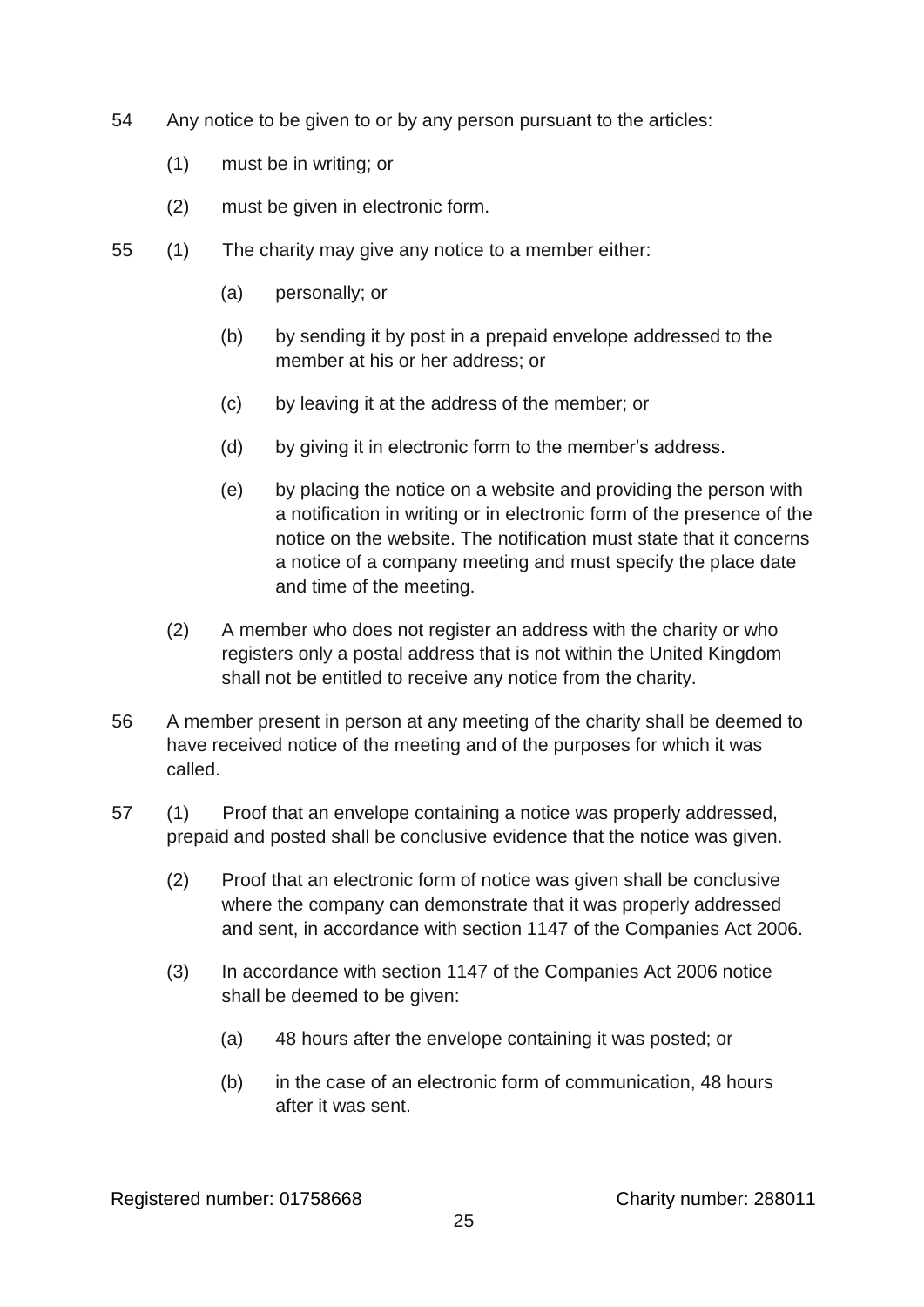54 Any notice to be given to or by any person pursuant to the articles:

(1) must be in writing; or

(2) must be given in electronic form.

55 (1) The charity may give any notice to a member either:

(a) personally; or

(b) by sending it by post in a prepaid envelope addressed to the member at his or her address; or

(c) by leaving it at the address of the member; or

(d) by giving it in electronic form to the member's address.

(e) by placing the notice on a website and providing the person with a notification in writing or in electronic form of the presence of the notice on the website. The notification must state that it concerns a notice of a company meeting and must specify the place date and time of the meeting.

(2) A member who does not register an address with the charity or who registers only a postal address that is not within the United Kingdom shall not be entitled to receive any notice from the charity.

56 A member present in person at any meeting of the charity shall be deemed to have received notice of the meeting and of the purposes for which it was called.

57 (1) Proof that an envelope containing a notice was properly addressed, prepaid and posted shall be conclusive evidence that the notice was given.

(2) Proof that an electronic form of notice was given shall be conclusive where the company can demonstrate that it was properly addressed and sent, in accordance with section 1147 of the Companies Act 2006.

(3) In accordance with section 1147 of the Companies Act 2006 notice shall be deemed to be given:

(a) 48 hours after the envelope containing it was posted; or

(b) in the case of an electronic form of communication, 48 hours after it was sent.

Registered number: 01758668 Charity number: 288011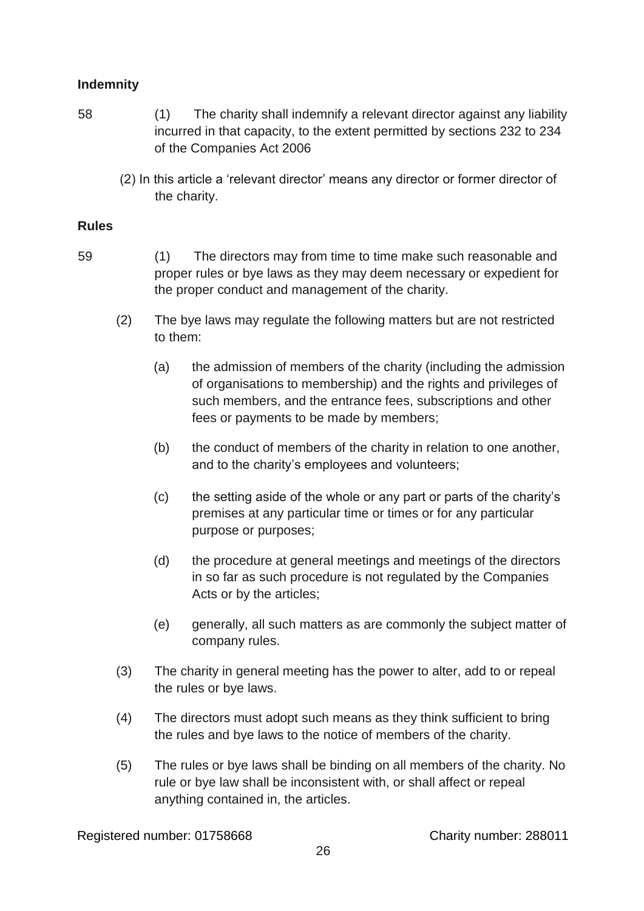**Indemnity**

58 (1) The charity shall indemnify a relevant director against any liability incurred in that capacity, to the extent permitted by sections 232 to 234 of the Companies Act 2006

(2) In this article a 'relevant director' means any director or former director of the charity.

**Rules**

59 (1) The directors may from time to time make such reasonable and proper rules or bye laws as they may deem necessary or expedient for the proper conduct and management of the charity.

(2) The bye laws may regulate the following matters but are not restricted to them:

(a) the admission of members of the charity (including the admission of organisations to membership) and the rights and privileges of such members, and the entrance fees, subscriptions and other fees or payments to be made by members;

(b) the conduct of members of the charity in relation to one another, and to the charity's employees and volunteers;

(c) the setting aside of the whole or any part or parts of the charity's premises at any particular time or times or for any particular purpose or purposes;

(d) the procedure at general meetings and meetings of the directors in so far as such procedure is not regulated by the Companies Acts or by the articles;

(e) generally, all such matters as are commonly the subject matter of company rules.

(3) The charity in general meeting has the power to alter, add to or repeal the rules or bye laws.

(4) The directors must adopt such means as they think sufficient to bring the rules and bye laws to the notice of members of the charity.

(5) The rules or bye laws shall be binding on all members of the charity. No rule or bye law shall be inconsistent with, or shall affect or repeal anything contained in, the articles.

Registered number: 01758668 Charity number: 288011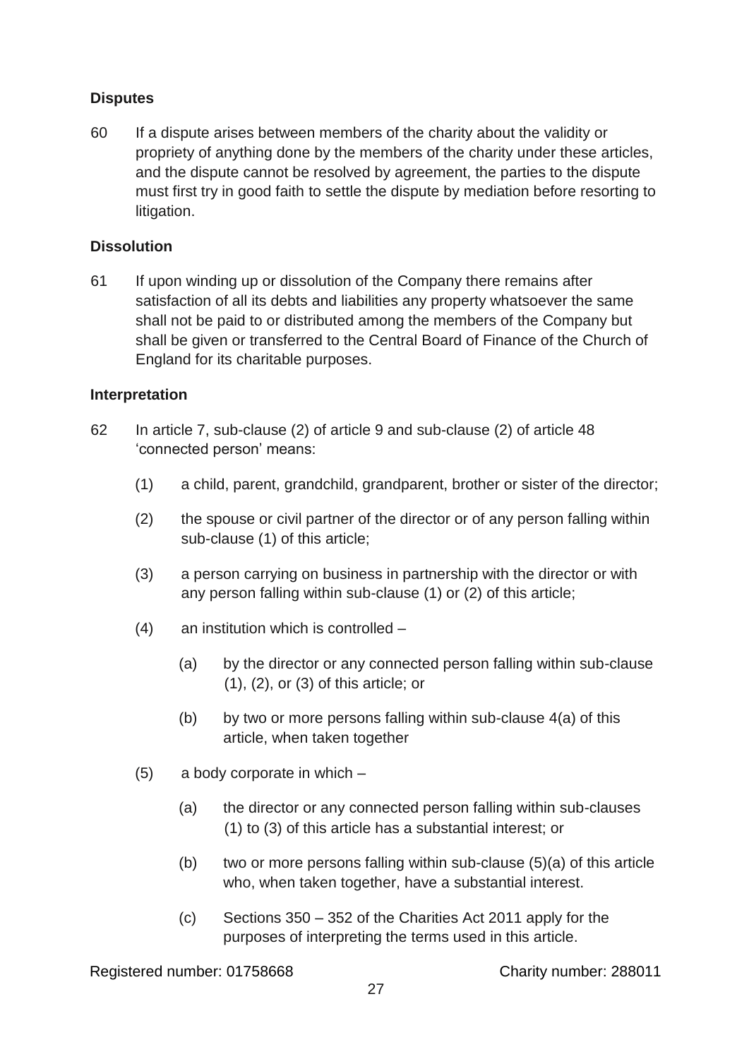**Disputes**

60 If a dispute arises between members of the charity about the validity or propriety of anything done by the members of the charity under these articles, and the dispute cannot be resolved by agreement, the parties to the dispute must first try in good faith to settle the dispute by mediation before resorting to litigation.

**Dissolution**

61 If upon winding up or dissolution of the Company there remains after satisfaction of all its debts and liabilities any property whatsoever the same shall not be paid to or distributed among the members of the Company but shall be given or transferred to the Central Board of Finance of the Church of England for its charitable purposes.

**Interpretation**

62 In article 7, sub-clause (2) of article 9 and sub-clause (2) of article 48 'connected person' means:

(1) a child, parent, grandchild, grandparent, brother or sister of the director;

(2) the spouse or civil partner of the director or of any person falling within sub-clause (1) of this article;

(3) a person carrying on business in partnership with the director or with any person falling within sub-clause (1) or (2) of this article;

(4) an institution which is controlled –

(a) by the director or any connected person falling within sub-clause (1), (2), or (3) of this article; or

(b) by two or more persons falling within sub-clause 4(a) of this article, when taken together

(5) a body corporate in which –

(a) the director or any connected person falling within sub-clauses (1) to (3) of this article has a substantial interest; or

(b) two or more persons falling within sub-clause (5)(a) of this article who, when taken together, have a substantial interest.

(c) Sections 350 – 352 of the Charities Act 2011 apply for the purposes of interpreting the terms used in this article.

Registered number: 01758668 Charity number: 288011